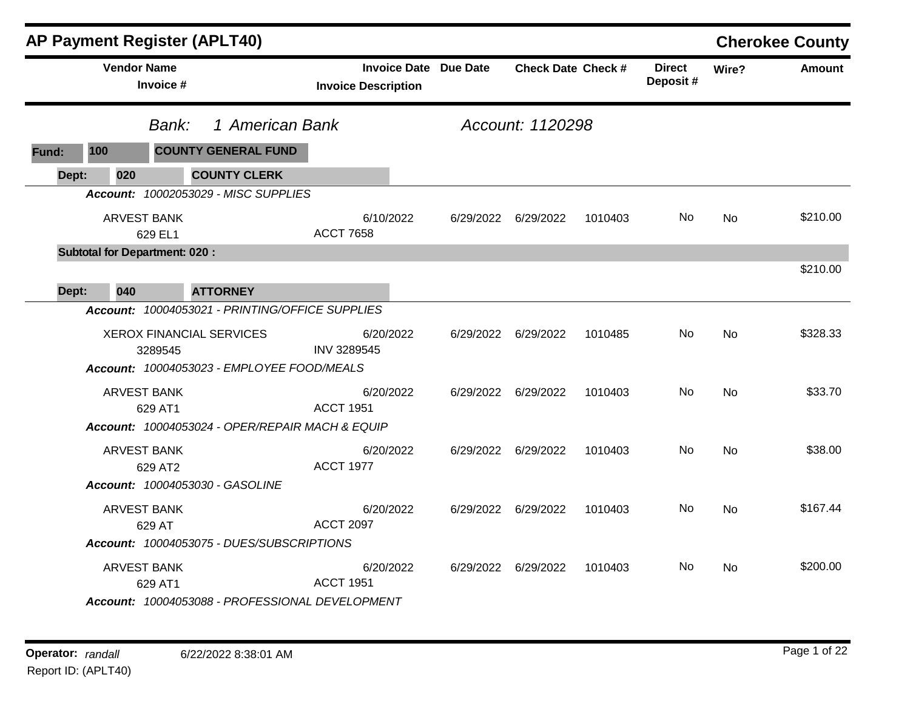# AP Payment Register (APLT40)

## Cherokee County

| Vendor Name / Invoice # | Invoice Date / Invoice Description | Due Date | Check Date | Check # | Direct Deposit # | Wire? | Amount |
|---|---|---|---|---|---|---|---|

*Bank: 1 American Bank* *Account: 1120298*

**Fund: 100 COUNTY GENERAL FUND**

**Dept: 020 COUNTY CLERK**

***Account:*** *10002053029 - MISC SUPPLIES*

| Vendor Name / Invoice # | Invoice Date / Invoice Description | Due Date | Check Date | Check # | Direct Deposit # | Wire? | Amount |
|---|---|---|---|---|---|---|---|
| ARVEST BANK<br>629 EL1 | 6/10/2022<br>ACCT 7658 | 6/29/2022 | 6/29/2022 | 1010403 | No | No | $210.00 |

**Subtotal for Department: 020 :** $210.00

**Dept: 040 ATTORNEY**

***Account:*** *10004053021 - PRINTING/OFFICE SUPPLIES*

| Vendor Name / Invoice # | Invoice Date / Invoice Description | Due Date | Check Date | Check # | Direct Deposit # | Wire? | Amount |
|---|---|---|---|---|---|---|---|
| XEROX FINANCIAL SERVICES<br>3289545 | 6/20/2022<br>INV 3289545 | 6/29/2022 | 6/29/2022 | 1010485 | No | No | $328.33 |

***Account:*** *10004053023 - EMPLOYEE FOOD/MEALS*

| Vendor Name / Invoice # | Invoice Date / Invoice Description | Due Date | Check Date | Check # | Direct Deposit # | Wire? | Amount |
|---|---|---|---|---|---|---|---|
| ARVEST BANK<br>629 AT1 | 6/20/2022<br>ACCT 1951 | 6/29/2022 | 6/29/2022 | 1010403 | No | No | $33.70 |

***Account:*** *10004053024 - OPER/REPAIR MACH & EQUIP*

| Vendor Name / Invoice # | Invoice Date / Invoice Description | Due Date | Check Date | Check # | Direct Deposit # | Wire? | Amount |
|---|---|---|---|---|---|---|---|
| ARVEST BANK<br>629 AT2 | 6/20/2022<br>ACCT 1977 | 6/29/2022 | 6/29/2022 | 1010403 | No | No | $38.00 |

***Account:*** *10004053030 - GASOLINE*

| Vendor Name / Invoice # | Invoice Date / Invoice Description | Due Date | Check Date | Check # | Direct Deposit # | Wire? | Amount |
|---|---|---|---|---|---|---|---|
| ARVEST BANK<br>629 AT | 6/20/2022<br>ACCT 2097 | 6/29/2022 | 6/29/2022 | 1010403 | No | No | $167.44 |

***Account:*** *10004053075 - DUES/SUBSCRIPTIONS*

| Vendor Name / Invoice # | Invoice Date / Invoice Description | Due Date | Check Date | Check # | Direct Deposit # | Wire? | Amount |
|---|---|---|---|---|---|---|---|
| ARVEST BANK<br>629 AT1 | 6/20/2022<br>ACCT 1951 | 6/29/2022 | 6/29/2022 | 1010403 | No | No | $200.00 |

***Account:*** *10004053088 - PROFESSIONAL DEVELOPMENT*

**Operator:** *randall* 6/22/2022 8:38:01 AM

Report ID: (APLT40)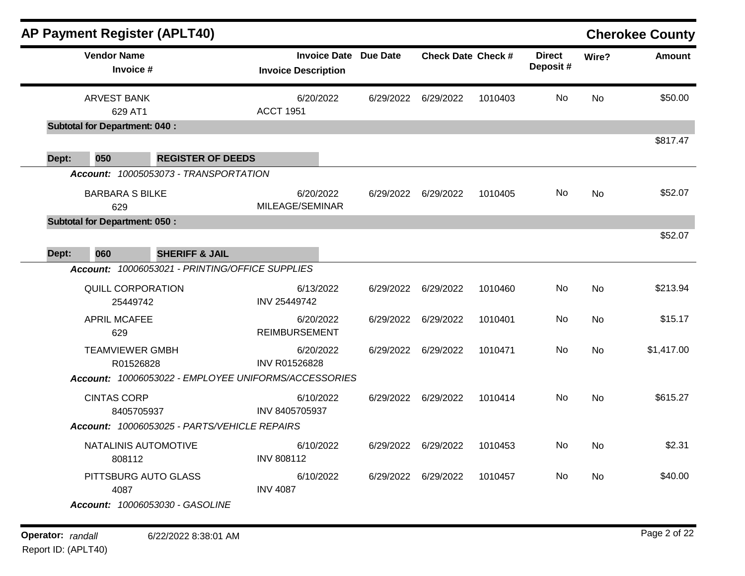## AP Payment Register (APLT40)

**Cherokee County**

| Vendor Name / Invoice # | Invoice Date / Invoice Description | Due Date | Check Date | Check # | Direct Deposit # | Wire? | Amount |
|---|---|---|---|---|---|---|---|
| ARVEST BANK<br>629 AT1 | 6/20/2022<br>ACCT 1951 | 6/29/2022 | 6/29/2022 | 1010403 | No | No | $50.00 |
| **Subtotal for Department: 040 :** | | | | | | | $817.47 |

**Dept: 050 REGISTER OF DEEDS**

***Account:*** *10005053073 - TRANSPORTATION*

| Vendor Name / Invoice # | Invoice Date / Invoice Description | Due Date | Check Date | Check # | Direct Deposit # | Wire? | Amount |
|---|---|---|---|---|---|---|---|
| BARBARA S BILKE<br>629 | 6/20/2022<br>MILEAGE/SEMINAR | 6/29/2022 | 6/29/2022 | 1010405 | No | No | $52.07 |
| **Subtotal for Department: 050 :** | | | | | | | $52.07 |

**Dept: 060 SHERIFF & JAIL**

***Account:*** *10006053021 - PRINTING/OFFICE SUPPLIES*

| Vendor Name / Invoice # | Invoice Date / Invoice Description | Due Date | Check Date | Check # | Direct Deposit # | Wire? | Amount |
|---|---|---|---|---|---|---|---|
| QUILL CORPORATION<br>25449742 | 6/13/2022<br>INV 25449742 | 6/29/2022 | 6/29/2022 | 1010460 | No | No | $213.94 |
| APRIL MCAFEE<br>629 | 6/20/2022<br>REIMBURSEMENT | 6/29/2022 | 6/29/2022 | 1010401 | No | No | $15.17 |
| TEAMVIEWER GMBH<br>R01526828 | 6/20/2022<br>INV R01526828 | 6/29/2022 | 6/29/2022 | 1010471 | No | No | $1,417.00 |

***Account:*** *10006053022 - EMPLOYEE UNIFORMS/ACCESSORIES*

| Vendor Name / Invoice # | Invoice Date / Invoice Description | Due Date | Check Date | Check # | Direct Deposit # | Wire? | Amount |
|---|---|---|---|---|---|---|---|
| CINTAS CORP<br>8405705937 | 6/10/2022<br>INV 8405705937 | 6/29/2022 | 6/29/2022 | 1010414 | No | No | $615.27 |

***Account:*** *10006053025 - PARTS/VEHICLE REPAIRS*

| Vendor Name / Invoice # | Invoice Date / Invoice Description | Due Date | Check Date | Check # | Direct Deposit # | Wire? | Amount |
|---|---|---|---|---|---|---|---|
| NATALINIS AUTOMOTIVE<br>808112 | 6/10/2022<br>INV 808112 | 6/29/2022 | 6/29/2022 | 1010453 | No | No | $2.31 |
| PITTSBURG AUTO GLASS<br>4087 | 6/10/2022<br>INV 4087 | 6/29/2022 | 6/29/2022 | 1010457 | No | No | $40.00 |

***Account:*** *10006053030 - GASOLINE*

**Operator:** *randall* 6/22/2022 8:38:01 AM
Report ID: (APLT40)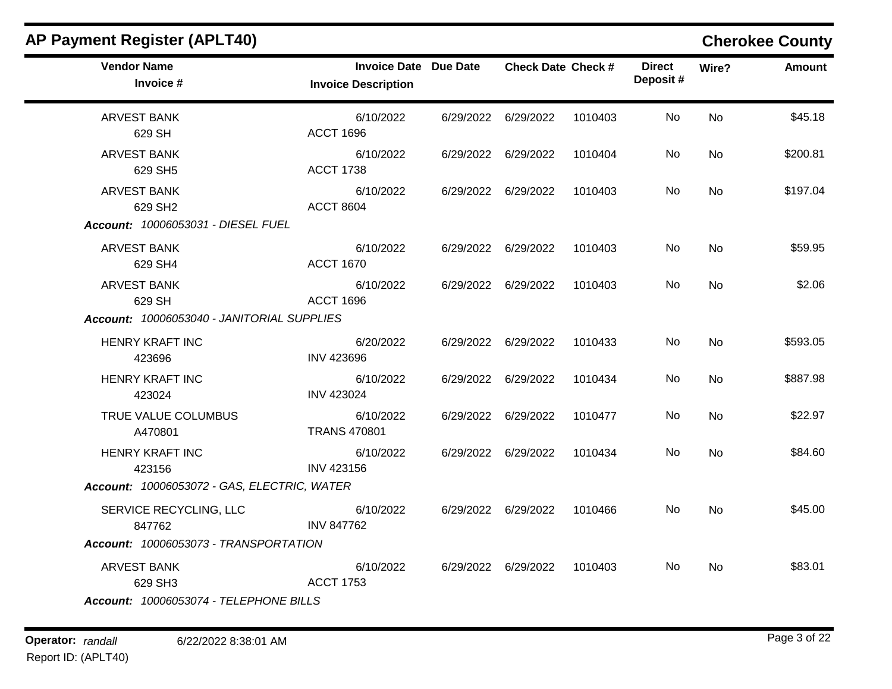## AP Payment Register (APLT40)

**Cherokee County**

| Vendor Name / Invoice # | Invoice Date / Invoice Description | Due Date | Check Date | Check # | Direct Deposit # | Wire? | Amount |
|---|---|---|---|---|---|---|---|
| ARVEST BANK<br>629 SH | 6/10/2022<br>ACCT 1696 | 6/29/2022 | 6/29/2022 | 1010403 | No | No | $45.18 |
| ARVEST BANK<br>629 SH5 | 6/10/2022<br>ACCT 1738 | 6/29/2022 | 6/29/2022 | 1010404 | No | No | $200.81 |
| ARVEST BANK<br>629 SH2 | 6/10/2022<br>ACCT 8604 | 6/29/2022 | 6/29/2022 | 1010403 | No | No | $197.04 |
| ***Account:*** *10006053031 - DIESEL FUEL* | | | | | | | |
| ARVEST BANK<br>629 SH4 | 6/10/2022<br>ACCT 1670 | 6/29/2022 | 6/29/2022 | 1010403 | No | No | $59.95 |
| ARVEST BANK<br>629 SH | 6/10/2022<br>ACCT 1696 | 6/29/2022 | 6/29/2022 | 1010403 | No | No | $2.06 |
| ***Account:*** *10006053040 - JANITORIAL SUPPLIES* | | | | | | | |
| HENRY KRAFT INC<br>423696 | 6/20/2022<br>INV 423696 | 6/29/2022 | 6/29/2022 | 1010433 | No | No | $593.05 |
| HENRY KRAFT INC<br>423024 | 6/10/2022<br>INV 423024 | 6/29/2022 | 6/29/2022 | 1010434 | No | No | $887.98 |
| TRUE VALUE COLUMBUS<br>A470801 | 6/10/2022<br>TRANS 470801 | 6/29/2022 | 6/29/2022 | 1010477 | No | No | $22.97 |
| HENRY KRAFT INC<br>423156 | 6/10/2022<br>INV 423156 | 6/29/2022 | 6/29/2022 | 1010434 | No | No | $84.60 |
| ***Account:*** *10006053072 - GAS, ELECTRIC, WATER* | | | | | | | |
| SERVICE RECYCLING, LLC<br>847762 | 6/10/2022<br>INV 847762 | 6/29/2022 | 6/29/2022 | 1010466 | No | No | $45.00 |
| ***Account:*** *10006053073 - TRANSPORTATION* | | | | | | | |
| ARVEST BANK<br>629 SH3 | 6/10/2022<br>ACCT 1753 | 6/29/2022 | 6/29/2022 | 1010403 | No | No | $83.01 |
| ***Account:*** *10006053074 - TELEPHONE BILLS* | | | | | | | |

**Operator:** *randall* 6/22/2022 8:38:01 AM
Report ID: (APLT40)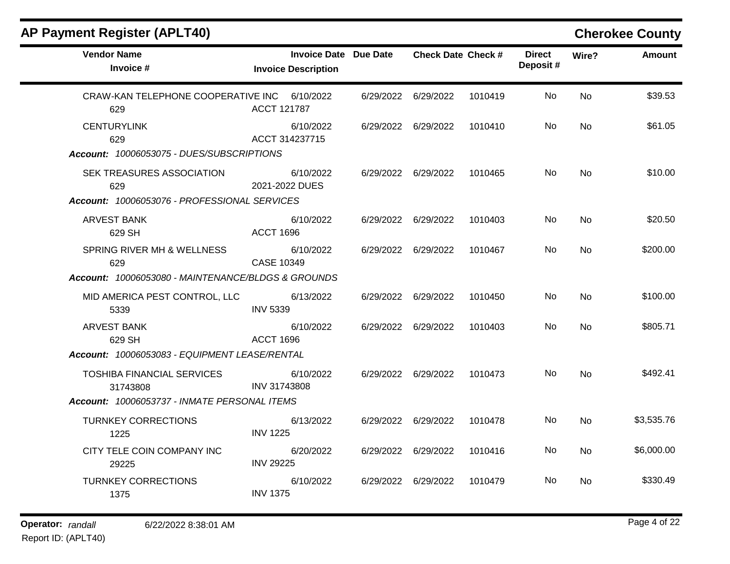## AP Payment Register (APLT40)

**Cherokee County**

| Vendor Name / Invoice # | Invoice Date / Invoice Description | Due Date | Check Date | Check # | Direct Deposit # | Wire? | Amount |
|---|---|---|---|---|---|---|---|
| CRAW-KAN TELEPHONE COOPERATIVE INC<br>629 | 6/10/2022<br>ACCT 121787 | 6/29/2022 | 6/29/2022 | 1010419 | No | No | $39.53 |
| CENTURYLINK<br>629 | 6/10/2022<br>ACCT 314237715 | 6/29/2022 | 6/29/2022 | 1010410 | No | No | $61.05 |
| ***Account:*** *10006053075 - DUES/SUBSCRIPTIONS* | | | | | | | |
| SEK TREASURES ASSOCIATION<br>629 | 6/10/2022<br>2021-2022 DUES | 6/29/2022 | 6/29/2022 | 1010465 | No | No | $10.00 |
| ***Account:*** *10006053076 - PROFESSIONAL SERVICES* | | | | | | | |
| ARVEST BANK<br>629 SH | 6/10/2022<br>ACCT 1696 | 6/29/2022 | 6/29/2022 | 1010403 | No | No | $20.50 |
| SPRING RIVER MH & WELLNESS<br>629 | 6/10/2022<br>CASE 10349 | 6/29/2022 | 6/29/2022 | 1010467 | No | No | $200.00 |
| ***Account:*** *10006053080 - MAINTENANCE/BLDGS & GROUNDS* | | | | | | | |
| MID AMERICA PEST CONTROL, LLC<br>5339 | 6/13/2022<br>INV 5339 | 6/29/2022 | 6/29/2022 | 1010450 | No | No | $100.00 |
| ARVEST BANK<br>629 SH | 6/10/2022<br>ACCT 1696 | 6/29/2022 | 6/29/2022 | 1010403 | No | No | $805.71 |
| ***Account:*** *10006053083 - EQUIPMENT LEASE/RENTAL* | | | | | | | |
| TOSHIBA FINANCIAL SERVICES<br>31743808 | 6/10/2022<br>INV 31743808 | 6/29/2022 | 6/29/2022 | 1010473 | No | No | $492.41 |
| ***Account:*** *10006053737 - INMATE PERSONAL ITEMS* | | | | | | | |
| TURNKEY CORRECTIONS<br>1225 | 6/13/2022<br>INV 1225 | 6/29/2022 | 6/29/2022 | 1010478 | No | No | $3,535.76 |
| CITY TELE COIN COMPANY INC<br>29225 | 6/20/2022<br>INV 29225 | 6/29/2022 | 6/29/2022 | 1010416 | No | No | $6,000.00 |
| TURNKEY CORRECTIONS<br>1375 | 6/10/2022<br>INV 1375 | 6/29/2022 | 6/29/2022 | 1010479 | No | No | $330.49 |

**Operator:** *randall* 6/22/2022 8:38:01 AM

Report ID: (APLT40)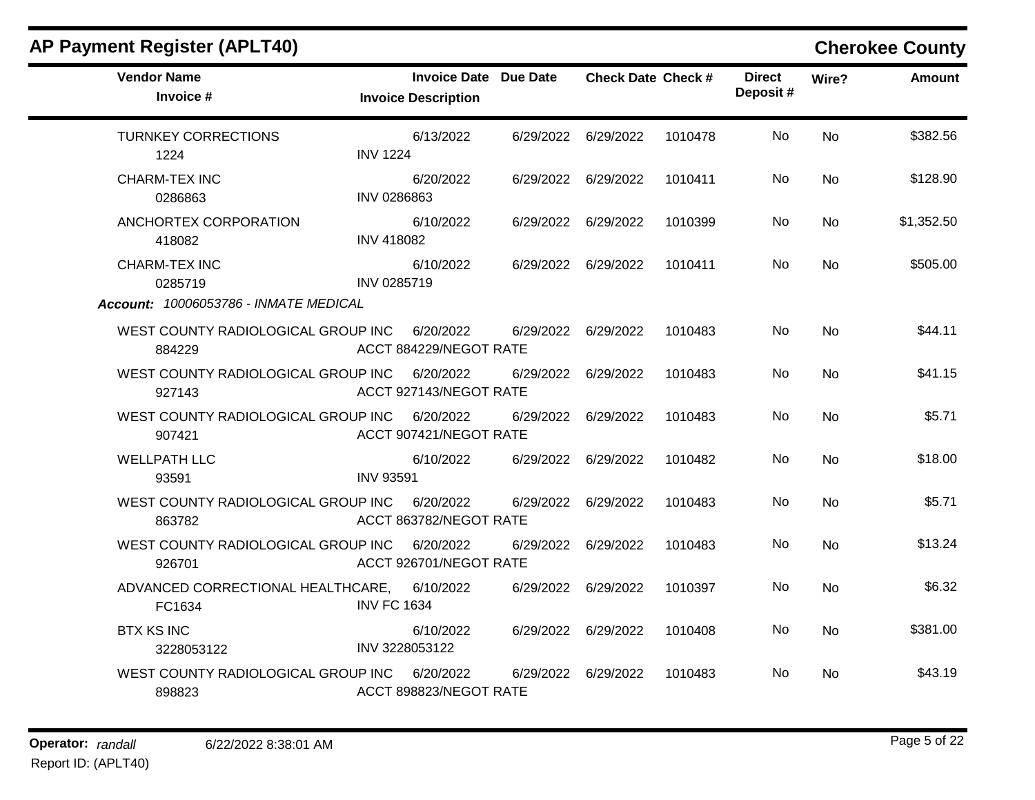## AP Payment Register (APLT40)

**Cherokee County**

| Vendor Name / Invoice # | Invoice Date / Invoice Description | Due Date | Check Date | Check # | Direct Deposit # | Wire? | Amount |
|---|---|---|---|---|---|---|---|
| TURNKEY CORRECTIONS<br>1224 | 6/13/2022<br>INV 1224 | 6/29/2022 | 6/29/2022 | 1010478 | No | No | $382.56 |
| CHARM-TEX INC<br>0286863 | 6/20/2022<br>INV 0286863 | 6/29/2022 | 6/29/2022 | 1010411 | No | No | $128.90 |
| ANCHORTEX CORPORATION<br>418082 | 6/10/2022<br>INV 418082 | 6/29/2022 | 6/29/2022 | 1010399 | No | No | $1,352.50 |
| CHARM-TEX INC<br>0285719 | 6/10/2022<br>INV 0285719 | 6/29/2022 | 6/29/2022 | 1010411 | No | No | $505.00 |
| ***Account:*** *10006053786 - INMATE MEDICAL* | | | | | | | |
| WEST COUNTY RADIOLOGICAL GROUP INC<br>884229 | 6/20/2022<br>ACCT 884229/NEGOT RATE | 6/29/2022 | 6/29/2022 | 1010483 | No | No | $44.11 |
| WEST COUNTY RADIOLOGICAL GROUP INC<br>927143 | 6/20/2022<br>ACCT 927143/NEGOT RATE | 6/29/2022 | 6/29/2022 | 1010483 | No | No | $41.15 |
| WEST COUNTY RADIOLOGICAL GROUP INC<br>907421 | 6/20/2022<br>ACCT 907421/NEGOT RATE | 6/29/2022 | 6/29/2022 | 1010483 | No | No | $5.71 |
| WELLPATH LLC<br>93591 | 6/10/2022<br>INV 93591 | 6/29/2022 | 6/29/2022 | 1010482 | No | No | $18.00 |
| WEST COUNTY RADIOLOGICAL GROUP INC<br>863782 | 6/20/2022<br>ACCT 863782/NEGOT RATE | 6/29/2022 | 6/29/2022 | 1010483 | No | No | $5.71 |
| WEST COUNTY RADIOLOGICAL GROUP INC<br>926701 | 6/20/2022<br>ACCT 926701/NEGOT RATE | 6/29/2022 | 6/29/2022 | 1010483 | No | No | $13.24 |
| ADVANCED CORRECTIONAL HEALTHCARE,<br>FC1634 | 6/10/2022<br>INV FC 1634 | 6/29/2022 | 6/29/2022 | 1010397 | No | No | $6.32 |
| BTX KS INC<br>3228053122 | 6/10/2022<br>INV 3228053122 | 6/29/2022 | 6/29/2022 | 1010408 | No | No | $381.00 |
| WEST COUNTY RADIOLOGICAL GROUP INC<br>898823 | 6/20/2022<br>ACCT 898823/NEGOT RATE | 6/29/2022 | 6/29/2022 | 1010483 | No | No | $43.19 |

**Operator:** *randall* 6/22/2022 8:38:01 AM

Report ID: (APLT40)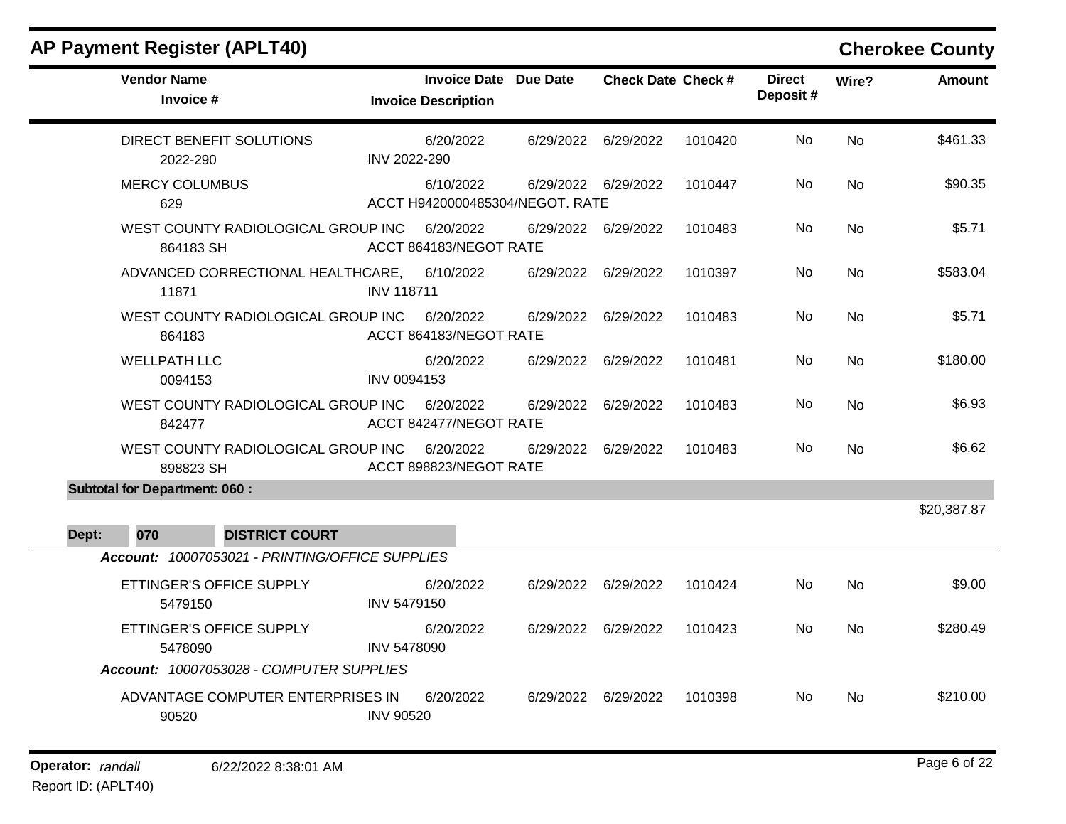## AP Payment Register (APLT40)

**Cherokee County**

| Vendor Name / Invoice # | Invoice Date / Invoice Description | Due Date | Check Date | Check # | Direct Deposit # | Wire? | Amount |
|---|---|---|---|---|---|---|---|
| DIRECT BENEFIT SOLUTIONS<br>2022-290 | 6/20/2022<br>INV 2022-290 | 6/29/2022 | 6/29/2022 | 1010420 | No | No | $461.33 |
| MERCY COLUMBUS<br>629 | 6/10/2022<br>ACCT H9420000485304/NEGOT. RATE | 6/29/2022 | 6/29/2022 | 1010447 | No | No | $90.35 |
| WEST COUNTY RADIOLOGICAL GROUP INC<br>864183 SH | 6/20/2022<br>ACCT 864183/NEGOT RATE | 6/29/2022 | 6/29/2022 | 1010483 | No | No | $5.71 |
| ADVANCED CORRECTIONAL HEALTHCARE,<br>11871 | 6/10/2022<br>INV 118711 | 6/29/2022 | 6/29/2022 | 1010397 | No | No | $583.04 |
| WEST COUNTY RADIOLOGICAL GROUP INC<br>864183 | 6/20/2022<br>ACCT 864183/NEGOT RATE | 6/29/2022 | 6/29/2022 | 1010483 | No | No | $5.71 |
| WELLPATH LLC<br>0094153 | 6/20/2022<br>INV 0094153 | 6/29/2022 | 6/29/2022 | 1010481 | No | No | $180.00 |
| WEST COUNTY RADIOLOGICAL GROUP INC<br>842477 | 6/20/2022<br>ACCT 842477/NEGOT RATE | 6/29/2022 | 6/29/2022 | 1010483 | No | No | $6.93 |
| WEST COUNTY RADIOLOGICAL GROUP INC<br>898823 SH | 6/20/2022<br>ACCT 898823/NEGOT RATE | 6/29/2022 | 6/29/2022 | 1010483 | No | No | $6.62 |
| **Subtotal for Department: 060 :** | | | | | | | $20,387.87 |

**Dept: 070 DISTRICT COURT**

***Account:* *10007053021 - PRINTING/OFFICE SUPPLIES***

| Vendor Name / Invoice # | Invoice Date / Invoice Description | Due Date | Check Date | Check # | Direct Deposit # | Wire? | Amount |
|---|---|---|---|---|---|---|---|
| ETTINGER'S OFFICE SUPPLY<br>5479150 | 6/20/2022<br>INV 5479150 | 6/29/2022 | 6/29/2022 | 1010424 | No | No | $9.00 |
| ETTINGER'S OFFICE SUPPLY<br>5478090 | 6/20/2022<br>INV 5478090 | 6/29/2022 | 6/29/2022 | 1010423 | No | No | $280.49 |

***Account:* *10007053028 - COMPUTER SUPPLIES***

| Vendor Name / Invoice # | Invoice Date / Invoice Description | Due Date | Check Date | Check # | Direct Deposit # | Wire? | Amount |
|---|---|---|---|---|---|---|---|
| ADVANTAGE COMPUTER ENTERPRISES IN<br>90520 | 6/20/2022<br>INV 90520 | 6/29/2022 | 6/29/2022 | 1010398 | No | No | $210.00 |

**Operator:** *randall* 6/22/2022 8:38:01 AM

Report ID: (APLT40)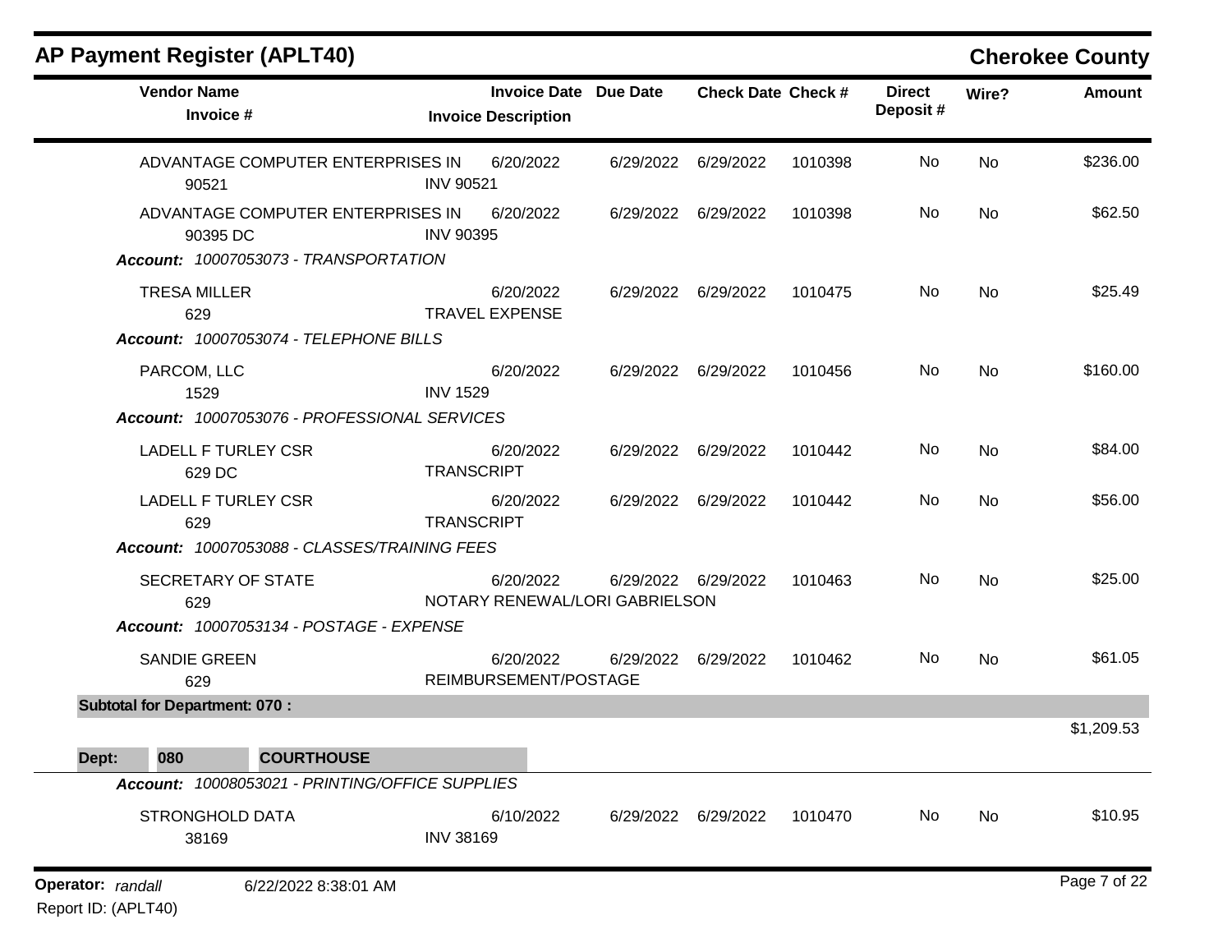## AP Payment Register (APLT40)

**Cherokee County**

| Vendor Name / Invoice # | Invoice Date / Invoice Description | Due Date | Check Date | Check # | Direct Deposit # | Wire? | Amount |
|---|---|---|---|---|---|---|---|
| ADVANTAGE COMPUTER ENTERPRISES IN<br>90521 | 6/20/2022<br>INV 90521 | 6/29/2022 | 6/29/2022 | 1010398 | No | No | $236.00 |
| ADVANTAGE COMPUTER ENTERPRISES IN<br>90395 DC | 6/20/2022<br>INV 90395 | 6/29/2022 | 6/29/2022 | 1010398 | No | No | $62.50 |
| ***Account:*** *10007053073 - TRANSPORTATION* | | | | | | | |
| TRESA MILLER<br>629 | 6/20/2022<br>TRAVEL EXPENSE | 6/29/2022 | 6/29/2022 | 1010475 | No | No | $25.49 |
| ***Account:*** *10007053074 - TELEPHONE BILLS* | | | | | | | |
| PARCOM, LLC<br>1529 | 6/20/2022<br>INV 1529 | 6/29/2022 | 6/29/2022 | 1010456 | No | No | $160.00 |
| ***Account:*** *10007053076 - PROFESSIONAL SERVICES* | | | | | | | |
| LADELL F TURLEY CSR<br>629 DC | 6/20/2022<br>TRANSCRIPT | 6/29/2022 | 6/29/2022 | 1010442 | No | No | $84.00 |
| LADELL F TURLEY CSR<br>629 | 6/20/2022<br>TRANSCRIPT | 6/29/2022 | 6/29/2022 | 1010442 | No | No | $56.00 |
| ***Account:*** *10007053088 - CLASSES/TRAINING FEES* | | | | | | | |
| SECRETARY OF STATE<br>629 | 6/20/2022<br>NOTARY RENEWAL/LORI GABRIELSON | 6/29/2022 | 6/29/2022 | 1010463 | No | No | $25.00 |
| ***Account:*** *10007053134 - POSTAGE - EXPENSE* | | | | | | | |
| SANDIE GREEN<br>629 | 6/20/2022<br>REIMBURSEMENT/POSTAGE | 6/29/2022 | 6/29/2022 | 1010462 | No | No | $61.05 |
| **Subtotal for Department: 070 :** | | | | | | | $1,209.53 |
| **Dept: 080 COURTHOUSE** | | | | | | | |
| ***Account:*** *10008053021 - PRINTING/OFFICE SUPPLIES* | | | | | | | |
| STRONGHOLD DATA<br>38169 | 6/10/2022<br>INV 38169 | 6/29/2022 | 6/29/2022 | 1010470 | No | No | $10.95 |

**Operator:** *randall* 6/22/2022 8:38:01 AM

Report ID: (APLT40)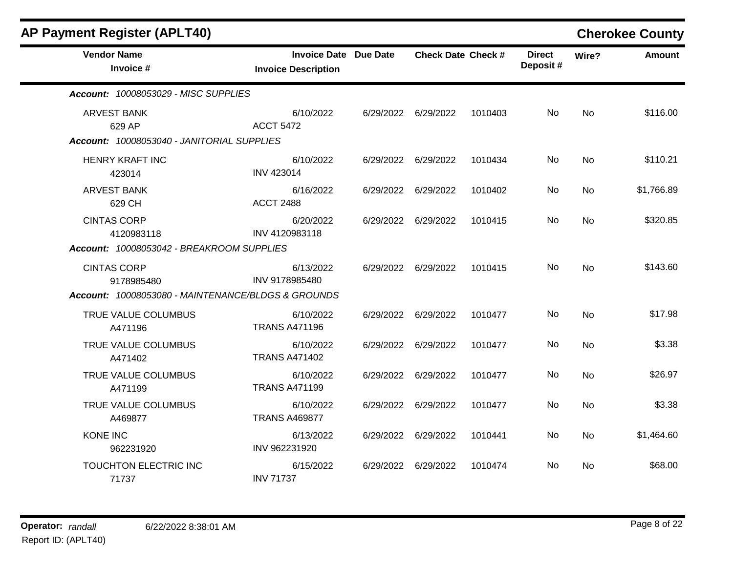## AP Payment Register (APLT40)

**Cherokee County**

| Vendor Name / Invoice # | Invoice Date / Invoice Description | Due Date | Check Date | Check # | Direct Deposit # | Wire? | Amount |
|---|---|---|---|---|---|---|---|
| ***Account:* 10008053029 - MISC SUPPLIES** | | | | | | | |
| ARVEST BANK<br>629 AP | 6/10/2022<br>ACCT 5472 | 6/29/2022 | 6/29/2022 | 1010403 | No | No | $116.00 |
| ***Account:* 10008053040 - JANITORIAL SUPPLIES** | | | | | | | |
| HENRY KRAFT INC<br>423014 | 6/10/2022<br>INV 423014 | 6/29/2022 | 6/29/2022 | 1010434 | No | No | $110.21 |
| ARVEST BANK<br>629 CH | 6/16/2022<br>ACCT 2488 | 6/29/2022 | 6/29/2022 | 1010402 | No | No | $1,766.89 |
| CINTAS CORP<br>4120983118 | 6/20/2022<br>INV 4120983118 | 6/29/2022 | 6/29/2022 | 1010415 | No | No | $320.85 |
| ***Account:* 10008053042 - BREAKROOM SUPPLIES** | | | | | | | |
| CINTAS CORP<br>9178985480 | 6/13/2022<br>INV 9178985480 | 6/29/2022 | 6/29/2022 | 1010415 | No | No | $143.60 |
| ***Account:* 10008053080 - MAINTENANCE/BLDGS & GROUNDS** | | | | | | | |
| TRUE VALUE COLUMBUS<br>A471196 | 6/10/2022<br>TRANS A471196 | 6/29/2022 | 6/29/2022 | 1010477 | No | No | $17.98 |
| TRUE VALUE COLUMBUS<br>A471402 | 6/10/2022<br>TRANS A471402 | 6/29/2022 | 6/29/2022 | 1010477 | No | No | $3.38 |
| TRUE VALUE COLUMBUS<br>A471199 | 6/10/2022<br>TRANS A471199 | 6/29/2022 | 6/29/2022 | 1010477 | No | No | $26.97 |
| TRUE VALUE COLUMBUS<br>A469877 | 6/10/2022<br>TRANS A469877 | 6/29/2022 | 6/29/2022 | 1010477 | No | No | $3.38 |
| KONE INC<br>962231920 | 6/13/2022<br>INV 962231920 | 6/29/2022 | 6/29/2022 | 1010441 | No | No | $1,464.60 |
| TOUCHTON ELECTRIC INC<br>71737 | 6/15/2022<br>INV 71737 | 6/29/2022 | 6/29/2022 | 1010474 | No | No | $68.00 |

**Operator:** *randall* 6/22/2022 8:38:01 AM
Report ID: (APLT40)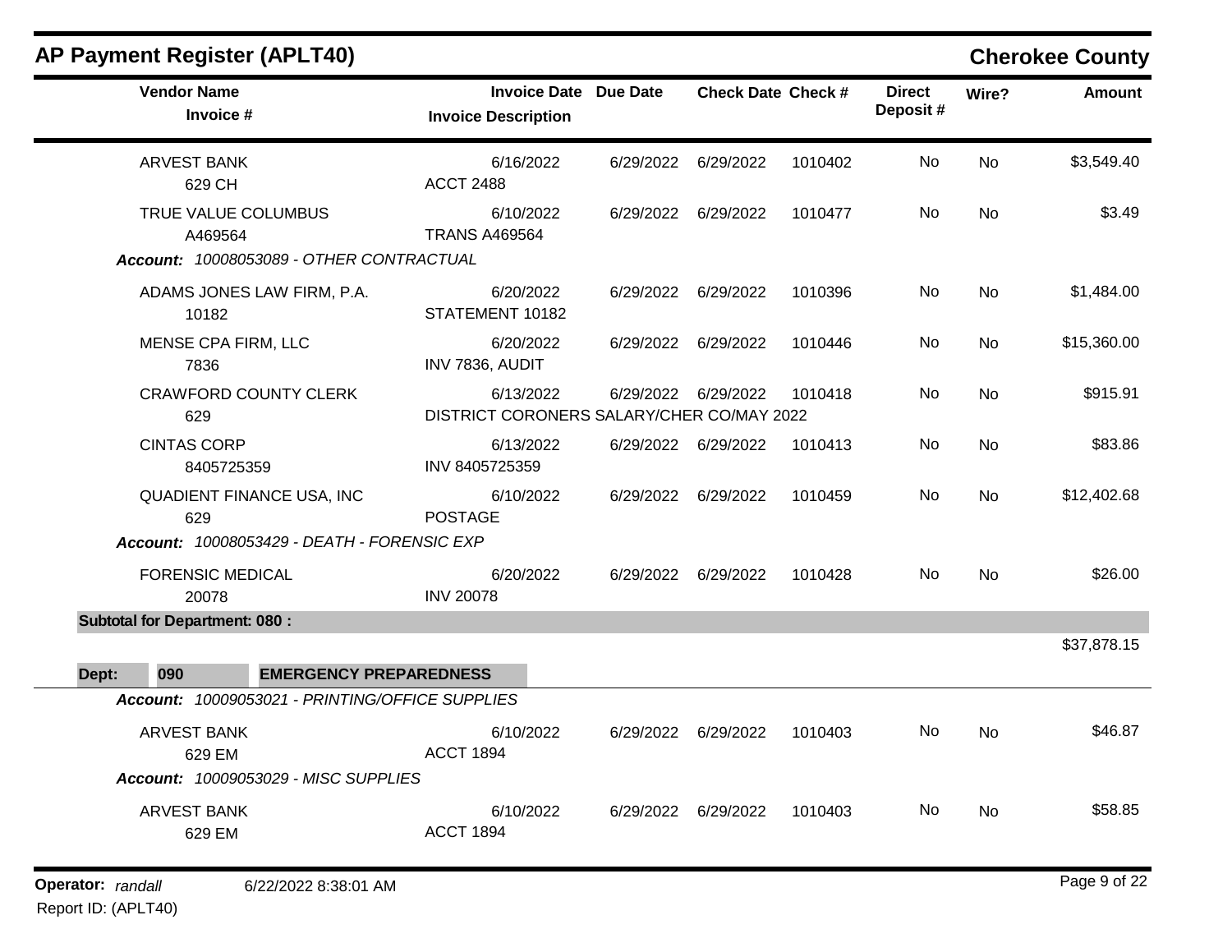## AP Payment Register (APLT40)

**Cherokee County**

| Vendor Name / Invoice # | Invoice Date / Invoice Description | Due Date | Check Date | Check # | Direct Deposit # | Wire? | Amount |
|---|---|---|---|---|---|---|---|
| ARVEST BANK<br>629 CH | 6/16/2022<br>ACCT 2488 | 6/29/2022 | 6/29/2022 | 1010402 | No | No | $3,549.40 |
| TRUE VALUE COLUMBUS<br>A469564 | 6/10/2022<br>TRANS A469564 | 6/29/2022 | 6/29/2022 | 1010477 | No | No | $3.49 |
| ***Account:*** *10008053089 - OTHER CONTRACTUAL* | | | | | | | |
| ADAMS JONES LAW FIRM, P.A.<br>10182 | 6/20/2022<br>STATEMENT 10182 | 6/29/2022 | 6/29/2022 | 1010396 | No | No | $1,484.00 |
| MENSE CPA FIRM, LLC<br>7836 | 6/20/2022<br>INV 7836, AUDIT | 6/29/2022 | 6/29/2022 | 1010446 | No | No | $15,360.00 |
| CRAWFORD COUNTY CLERK<br>629 | 6/13/2022<br>DISTRICT CORONERS SALARY/CHER CO/MAY 2022 | 6/29/2022 | 6/29/2022 | 1010418 | No | No | $915.91 |
| CINTAS CORP<br>8405725359 | 6/13/2022<br>INV 8405725359 | 6/29/2022 | 6/29/2022 | 1010413 | No | No | $83.86 |
| QUADIENT FINANCE USA, INC<br>629 | 6/10/2022<br>POSTAGE | 6/29/2022 | 6/29/2022 | 1010459 | No | No | $12,402.68 |
| ***Account:*** *10008053429 - DEATH - FORENSIC EXP* | | | | | | | |
| FORENSIC MEDICAL<br>20078 | 6/20/2022<br>INV 20078 | 6/29/2022 | 6/29/2022 | 1010428 | No | No | $26.00 |
| **Subtotal for Department: 080 :** | | | | | | | $37,878.15 |

**Dept: 090 EMERGENCY PREPAREDNESS**

| Vendor Name / Invoice # | Invoice Date / Invoice Description | Due Date | Check Date | Check # | Direct Deposit # | Wire? | Amount |
|---|---|---|---|---|---|---|---|
| ***Account:*** *10009053021 - PRINTING/OFFICE SUPPLIES* | | | | | | | |
| ARVEST BANK<br>629 EM | 6/10/2022<br>ACCT 1894 | 6/29/2022 | 6/29/2022 | 1010403 | No | No | $46.87 |
| ***Account:*** *10009053029 - MISC SUPPLIES* | | | | | | | |
| ARVEST BANK<br>629 EM | 6/10/2022<br>ACCT 1894 | 6/29/2022 | 6/29/2022 | 1010403 | No | No | $58.85 |

**Operator:** *randall* 6/22/2022 8:38:01 AM

Report ID: (APLT40)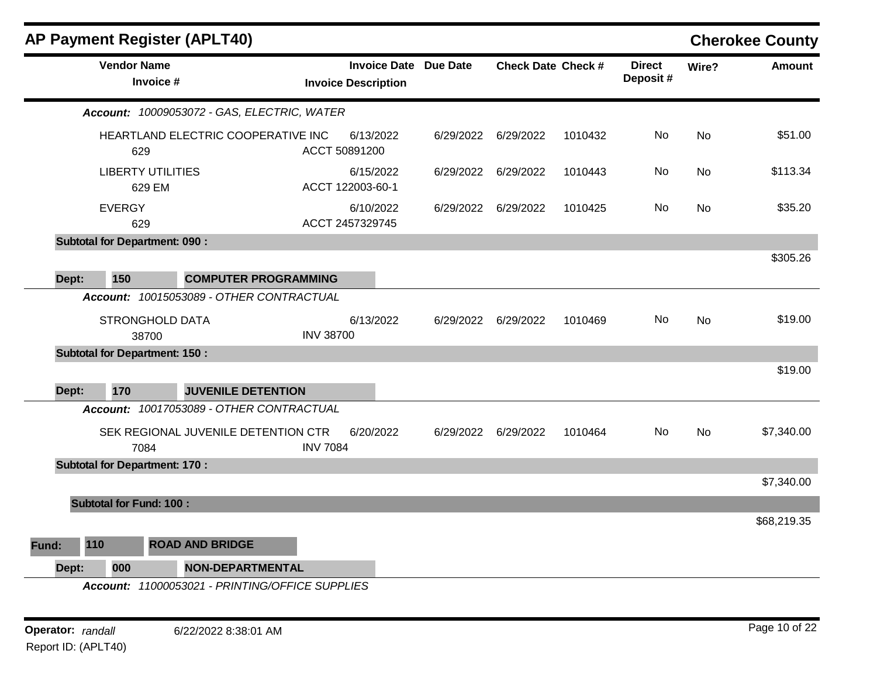## AP Payment Register (APLT40)

**Cherokee County**

| Vendor Name / Invoice # | Invoice Date / Invoice Description | Due Date | Check Date | Check # | Direct Deposit # | Wire? | Amount |
|---|---|---|---|---|---|---|---|
| ***Account:*** *10009053072 - GAS, ELECTRIC, WATER* | | | | | | | |
| HEARTLAND ELECTRIC COOPERATIVE INC<br>629 | 6/13/2022<br>ACCT 50891200 | 6/29/2022 | 6/29/2022 | 1010432 | No | No | $51.00 |
| LIBERTY UTILITIES<br>629 EM | 6/15/2022<br>ACCT 122003-60-1 | 6/29/2022 | 6/29/2022 | 1010443 | No | No | $113.34 |
| EVERGY<br>629 | 6/10/2022<br>ACCT 2457329745 | 6/29/2022 | 6/29/2022 | 1010425 | No | No | $35.20 |
| **Subtotal for Department: 090 :** | | | | | | | $305.26 |
| **Dept: 150 COMPUTER PROGRAMMING** | | | | | | | |
| ***Account:*** *10015053089 - OTHER CONTRACTUAL* | | | | | | | |
| STRONGHOLD DATA<br>38700 | 6/13/2022<br>INV 38700 | 6/29/2022 | 6/29/2022 | 1010469 | No | No | $19.00 |
| **Subtotal for Department: 150 :** | | | | | | | $19.00 |
| **Dept: 170 JUVENILE DETENTION** | | | | | | | |
| ***Account:*** *10017053089 - OTHER CONTRACTUAL* | | | | | | | |
| SEK REGIONAL JUVENILE DETENTION CTR<br>7084 | 6/20/2022<br>INV 7084 | 6/29/2022 | 6/29/2022 | 1010464 | No | No | $7,340.00 |
| **Subtotal for Department: 170 :** | | | | | | | $7,340.00 |
| **Subtotal for Fund: 100 :** | | | | | | | $68,219.35 |
| **Fund: 110 ROAD AND BRIDGE** | | | | | | | |
| **Dept: 000 NON-DEPARTMENTAL** | | | | | | | |
| ***Account:*** *11000053021 - PRINTING/OFFICE SUPPLIES* | | | | | | | |

**Operator:** *randall* 6/22/2022 8:38:01 AM

Report ID: (APLT40)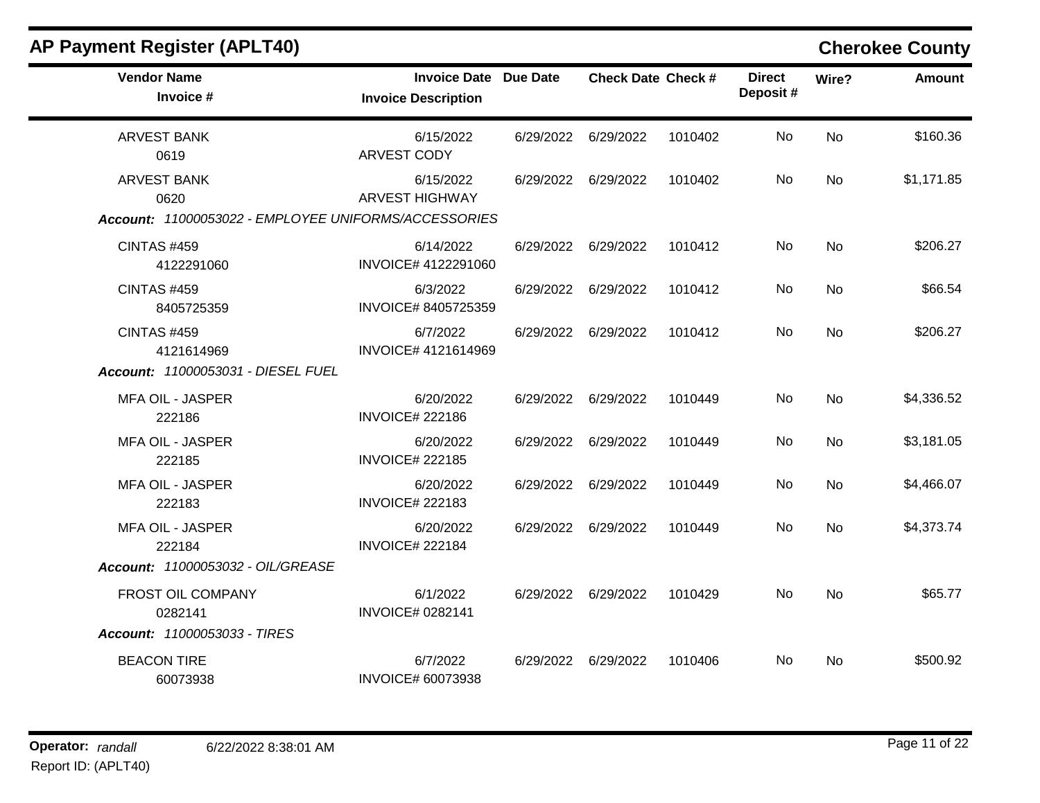## AP Payment Register (APLT40)

**Cherokee County**

| Vendor Name / Invoice # | Invoice Date / Invoice Description | Due Date | Check Date | Check # | Direct Deposit # | Wire? | Amount |
|---|---|---|---|---|---|---|---|
| ARVEST BANK<br>0619 | 6/15/2022<br>ARVEST CODY | 6/29/2022 | 6/29/2022 | 1010402 | No | No | $160.36 |
| ARVEST BANK<br>0620 | 6/15/2022<br>ARVEST HIGHWAY | 6/29/2022 | 6/29/2022 | 1010402 | No | No | $1,171.85 |
| ***Account:** 11000053022 - EMPLOYEE UNIFORMS/ACCESSORIES* | | | | | | | |
| CINTAS #459<br>4122291060 | 6/14/2022<br>INVOICE# 4122291060 | 6/29/2022 | 6/29/2022 | 1010412 | No | No | $206.27 |
| CINTAS #459<br>8405725359 | 6/3/2022<br>INVOICE# 8405725359 | 6/29/2022 | 6/29/2022 | 1010412 | No | No | $66.54 |
| CINTAS #459<br>4121614969 | 6/7/2022<br>INVOICE# 4121614969 | 6/29/2022 | 6/29/2022 | 1010412 | No | No | $206.27 |
| ***Account:** 11000053031 - DIESEL FUEL* | | | | | | | |
| MFA OIL - JASPER<br>222186 | 6/20/2022<br>INVOICE# 222186 | 6/29/2022 | 6/29/2022 | 1010449 | No | No | $4,336.52 |
| MFA OIL - JASPER<br>222185 | 6/20/2022<br>INVOICE# 222185 | 6/29/2022 | 6/29/2022 | 1010449 | No | No | $3,181.05 |
| MFA OIL - JASPER<br>222183 | 6/20/2022<br>INVOICE# 222183 | 6/29/2022 | 6/29/2022 | 1010449 | No | No | $4,466.07 |
| MFA OIL - JASPER<br>222184 | 6/20/2022<br>INVOICE# 222184 | 6/29/2022 | 6/29/2022 | 1010449 | No | No | $4,373.74 |
| ***Account:** 11000053032 - OIL/GREASE* | | | | | | | |
| FROST OIL COMPANY<br>0282141 | 6/1/2022<br>INVOICE# 0282141 | 6/29/2022 | 6/29/2022 | 1010429 | No | No | $65.77 |
| ***Account:** 11000053033 - TIRES* | | | | | | | |
| BEACON TIRE<br>60073938 | 6/7/2022<br>INVOICE# 60073938 | 6/29/2022 | 6/29/2022 | 1010406 | No | No | $500.92 |

**Operator:** *randall* 6/22/2022 8:38:01 AM
Report ID: (APLT40)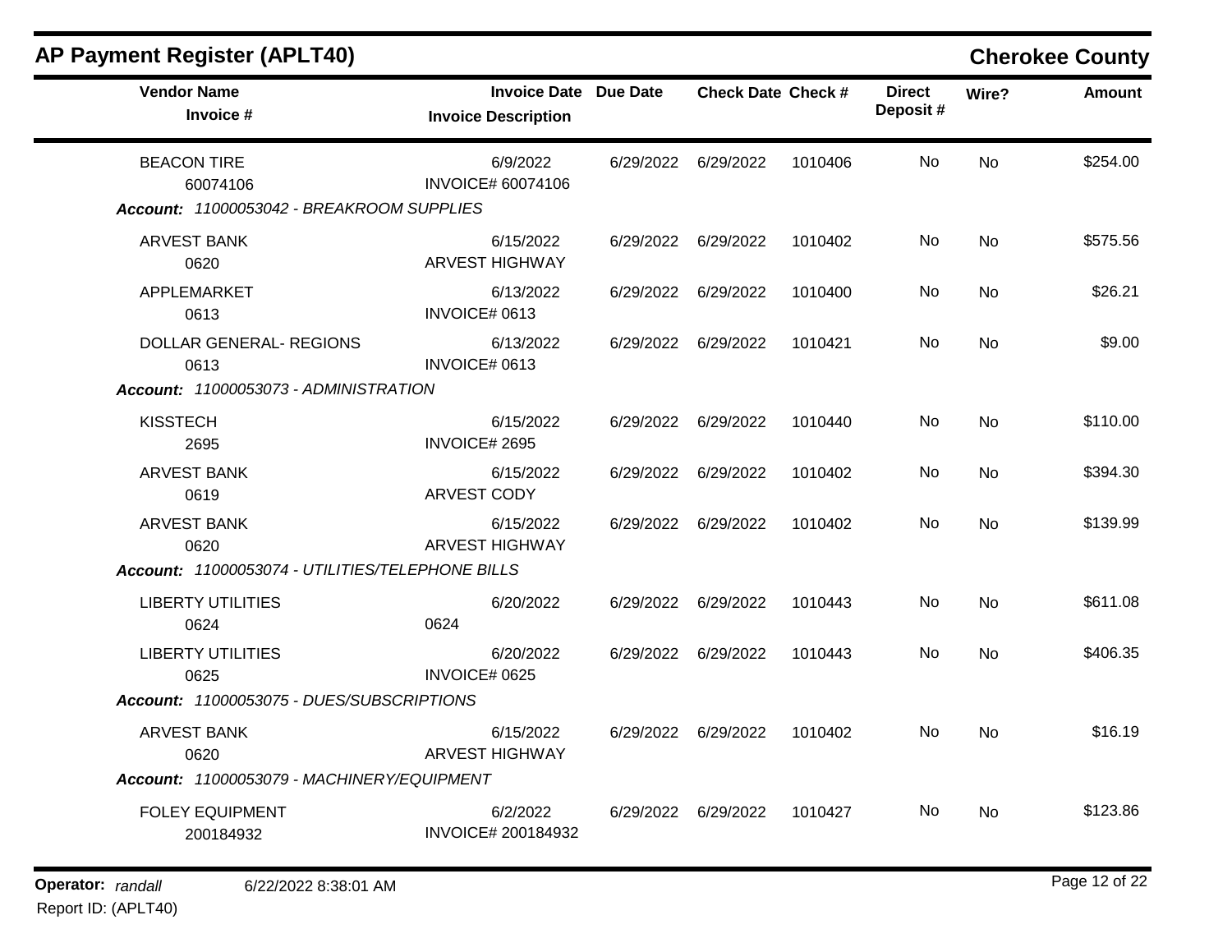## AP Payment Register (APLT40)

**Cherokee County**

| Vendor Name / Invoice # | Invoice Date / Invoice Description | Due Date | Check Date | Check # | Direct Deposit # | Wire? | Amount |
|---|---|---|---|---|---|---|---|
| BEACON TIRE<br>60074106 | 6/9/2022<br>INVOICE# 60074106 | 6/29/2022 | 6/29/2022 | 1010406 | No | No | $254.00 |
| ***Account: 11000053042 - BREAKROOM SUPPLIES*** | | | | | | | |
| ARVEST BANK<br>0620 | 6/15/2022<br>ARVEST HIGHWAY | 6/29/2022 | 6/29/2022 | 1010402 | No | No | $575.56 |
| APPLEMARKET<br>0613 | 6/13/2022<br>INVOICE# 0613 | 6/29/2022 | 6/29/2022 | 1010400 | No | No | $26.21 |
| DOLLAR GENERAL- REGIONS<br>0613 | 6/13/2022<br>INVOICE# 0613 | 6/29/2022 | 6/29/2022 | 1010421 | No | No | $9.00 |
| ***Account: 11000053073 - ADMINISTRATION*** | | | | | | | |
| KISSTECH<br>2695 | 6/15/2022<br>INVOICE# 2695 | 6/29/2022 | 6/29/2022 | 1010440 | No | No | $110.00 |
| ARVEST BANK<br>0619 | 6/15/2022<br>ARVEST CODY | 6/29/2022 | 6/29/2022 | 1010402 | No | No | $394.30 |
| ARVEST BANK<br>0620 | 6/15/2022<br>ARVEST HIGHWAY | 6/29/2022 | 6/29/2022 | 1010402 | No | No | $139.99 |
| ***Account: 11000053074 - UTILITIES/TELEPHONE BILLS*** | | | | | | | |
| LIBERTY UTILITIES<br>0624 | 6/20/2022<br>0624 | 6/29/2022 | 6/29/2022 | 1010443 | No | No | $611.08 |
| LIBERTY UTILITIES<br>0625 | 6/20/2022<br>INVOICE# 0625 | 6/29/2022 | 6/29/2022 | 1010443 | No | No | $406.35 |
| ***Account: 11000053075 - DUES/SUBSCRIPTIONS*** | | | | | | | |
| ARVEST BANK<br>0620 | 6/15/2022<br>ARVEST HIGHWAY | 6/29/2022 | 6/29/2022 | 1010402 | No | No | $16.19 |
| ***Account: 11000053079 - MACHINERY/EQUIPMENT*** | | | | | | | |
| FOLEY EQUIPMENT<br>200184932 | 6/2/2022<br>INVOICE# 200184932 | 6/29/2022 | 6/29/2022 | 1010427 | No | No | $123.86 |

**Operator:** *randall* 6/22/2022 8:38:01 AM

Report ID: (APLT40)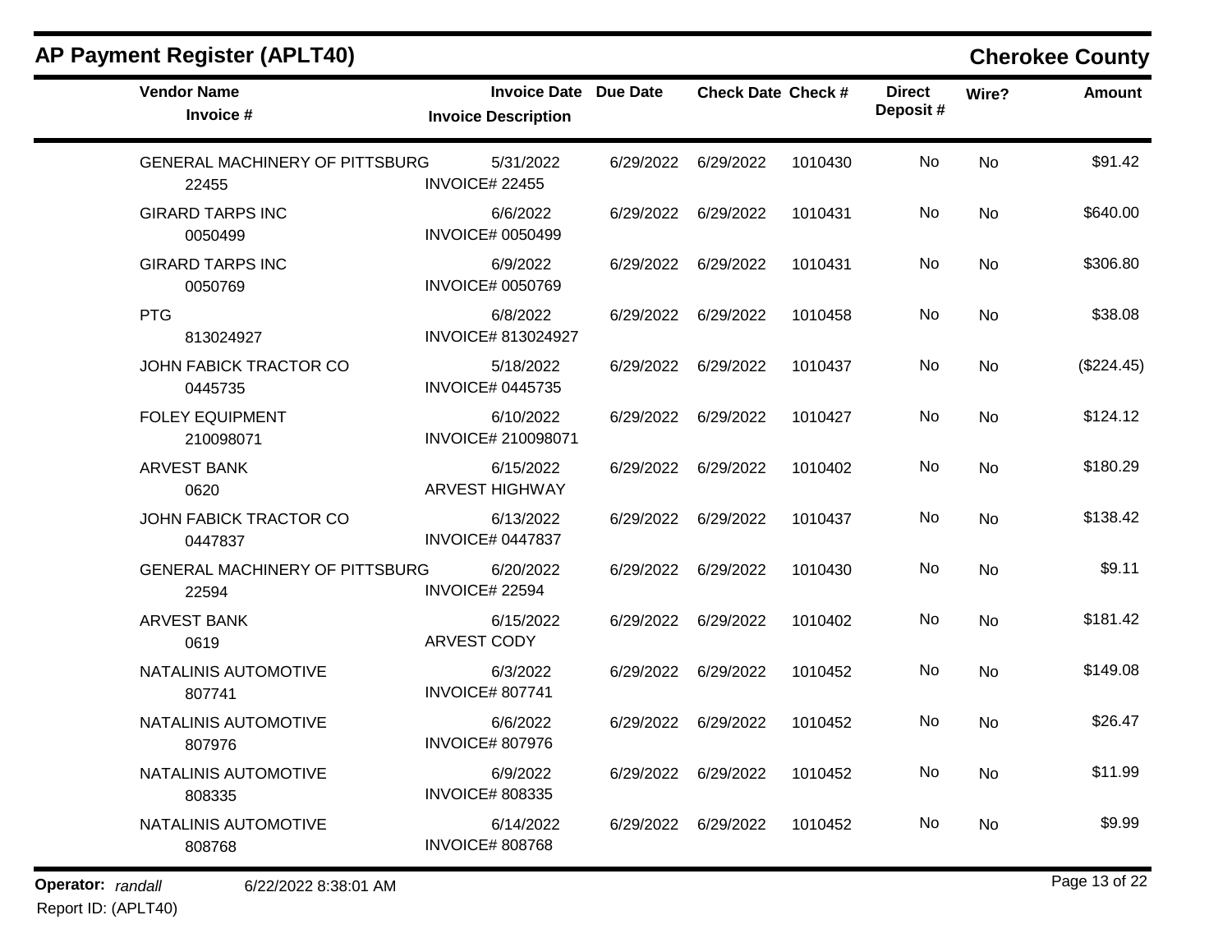# AP Payment Register (APLT40)

## Cherokee County

| Vendor Name / Invoice # | Invoice Date / Invoice Description | Due Date | Check Date | Check # | Direct Deposit # | Wire? | Amount |
|---|---|---|---|---|---|---|---|
| GENERAL MACHINERY OF PITTSBURG 22455 | 5/31/2022 INVOICE# 22455 | 6/29/2022 | 6/29/2022 | 1010430 | No | No | $91.42 |
| GIRARD TARPS INC 0050499 | 6/6/2022 INVOICE# 0050499 | 6/29/2022 | 6/29/2022 | 1010431 | No | No | $640.00 |
| GIRARD TARPS INC 0050769 | 6/9/2022 INVOICE# 0050769 | 6/29/2022 | 6/29/2022 | 1010431 | No | No | $306.80 |
| PTG 813024927 | 6/8/2022 INVOICE# 813024927 | 6/29/2022 | 6/29/2022 | 1010458 | No | No | $38.08 |
| JOHN FABICK TRACTOR CO 0445735 | 5/18/2022 INVOICE# 0445735 | 6/29/2022 | 6/29/2022 | 1010437 | No | No | ($224.45) |
| FOLEY EQUIPMENT 210098071 | 6/10/2022 INVOICE# 210098071 | 6/29/2022 | 6/29/2022 | 1010427 | No | No | $124.12 |
| ARVEST BANK 0620 | 6/15/2022 ARVEST HIGHWAY | 6/29/2022 | 6/29/2022 | 1010402 | No | No | $180.29 |
| JOHN FABICK TRACTOR CO 0447837 | 6/13/2022 INVOICE# 0447837 | 6/29/2022 | 6/29/2022 | 1010437 | No | No | $138.42 |
| GENERAL MACHINERY OF PITTSBURG 22594 | 6/20/2022 INVOICE# 22594 | 6/29/2022 | 6/29/2022 | 1010430 | No | No | $9.11 |
| ARVEST BANK 0619 | 6/15/2022 ARVEST CODY | 6/29/2022 | 6/29/2022 | 1010402 | No | No | $181.42 |
| NATALINIS AUTOMOTIVE 807741 | 6/3/2022 INVOICE# 807741 | 6/29/2022 | 6/29/2022 | 1010452 | No | No | $149.08 |
| NATALINIS AUTOMOTIVE 807976 | 6/6/2022 INVOICE# 807976 | 6/29/2022 | 6/29/2022 | 1010452 | No | No | $26.47 |
| NATALINIS AUTOMOTIVE 808335 | 6/9/2022 INVOICE# 808335 | 6/29/2022 | 6/29/2022 | 1010452 | No | No | $11.99 |
| NATALINIS AUTOMOTIVE 808768 | 6/14/2022 INVOICE# 808768 | 6/29/2022 | 6/29/2022 | 1010452 | No | No | $9.99 |

**Operator:** *randall* 6/22/2022 8:38:01 AM

Report ID: (APLT40)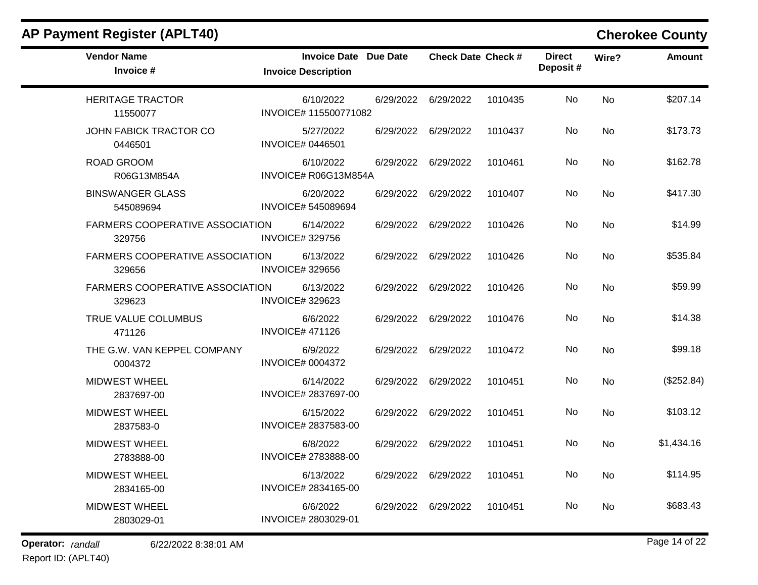# AP Payment Register (APLT40)

## Cherokee County

| Vendor Name / Invoice # | Invoice Date / Invoice Description | Due Date | Check Date | Check # | Direct Deposit # | Wire? | Amount |
|---|---|---|---|---|---|---|---|
| HERITAGE TRACTOR<br>11550077 | 6/10/2022<br>INVOICE# 115500771082 | 6/29/2022 | 6/29/2022 | 1010435 | No | No | $207.14 |
| JOHN FABICK TRACTOR CO<br>0446501 | 5/27/2022<br>INVOICE# 0446501 | 6/29/2022 | 6/29/2022 | 1010437 | No | No | $173.73 |
| ROAD GROOM<br>R06G13M854A | 6/10/2022<br>INVOICE# R06G13M854A | 6/29/2022 | 6/29/2022 | 1010461 | No | No | $162.78 |
| BINSWANGER GLASS<br>545089694 | 6/20/2022<br>INVOICE# 545089694 | 6/29/2022 | 6/29/2022 | 1010407 | No | No | $417.30 |
| FARMERS COOPERATIVE ASSOCIATION<br>329756 | 6/14/2022<br>INVOICE# 329756 | 6/29/2022 | 6/29/2022 | 1010426 | No | No | $14.99 |
| FARMERS COOPERATIVE ASSOCIATION<br>329656 | 6/13/2022<br>INVOICE# 329656 | 6/29/2022 | 6/29/2022 | 1010426 | No | No | $535.84 |
| FARMERS COOPERATIVE ASSOCIATION<br>329623 | 6/13/2022<br>INVOICE# 329623 | 6/29/2022 | 6/29/2022 | 1010426 | No | No | $59.99 |
| TRUE VALUE COLUMBUS<br>471126 | 6/6/2022<br>INVOICE# 471126 | 6/29/2022 | 6/29/2022 | 1010476 | No | No | $14.38 |
| THE G.W. VAN KEPPEL COMPANY<br>0004372 | 6/9/2022<br>INVOICE# 0004372 | 6/29/2022 | 6/29/2022 | 1010472 | No | No | $99.18 |
| MIDWEST WHEEL<br>2837697-00 | 6/14/2022<br>INVOICE# 2837697-00 | 6/29/2022 | 6/29/2022 | 1010451 | No | No | ($252.84) |
| MIDWEST WHEEL<br>2837583-0 | 6/15/2022<br>INVOICE# 2837583-00 | 6/29/2022 | 6/29/2022 | 1010451 | No | No | $103.12 |
| MIDWEST WHEEL<br>2783888-00 | 6/8/2022<br>INVOICE# 2783888-00 | 6/29/2022 | 6/29/2022 | 1010451 | No | No | $1,434.16 |
| MIDWEST WHEEL<br>2834165-00 | 6/13/2022<br>INVOICE# 2834165-00 | 6/29/2022 | 6/29/2022 | 1010451 | No | No | $114.95 |
| MIDWEST WHEEL<br>2803029-01 | 6/6/2022<br>INVOICE# 2803029-01 | 6/29/2022 | 6/29/2022 | 1010451 | No | No | $683.43 |

**Operator:** *randall* 6/22/2022 8:38:01 AM
Report ID: (APLT40)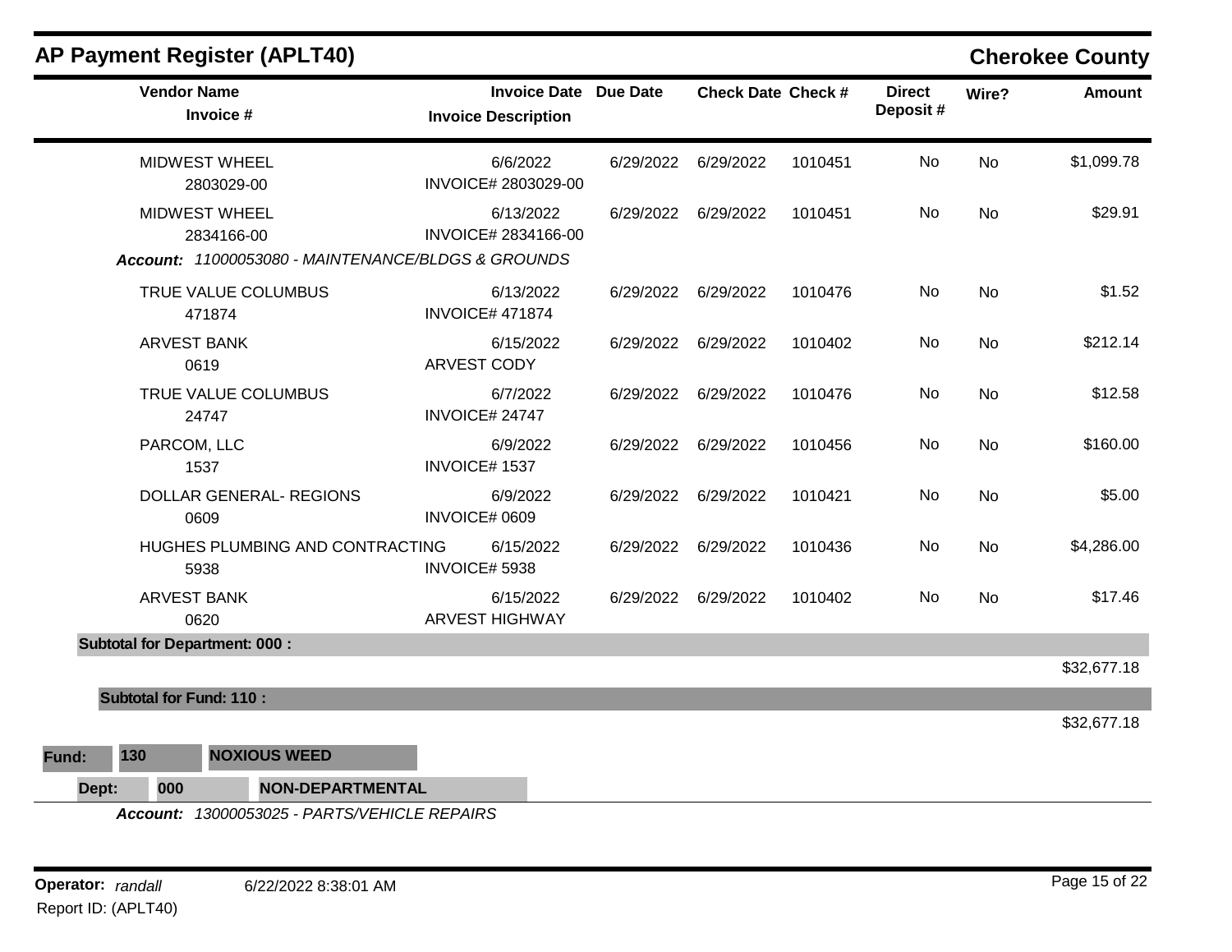# AP Payment Register (APLT40)

## Cherokee County

| Vendor Name / Invoice # | Invoice Date / Invoice Description | Due Date | Check Date | Check # | Direct Deposit # | Wire? | Amount |
|---|---|---|---|---|---|---|---|
| MIDWEST WHEEL<br>2803029-00 | 6/6/2022<br>INVOICE# 2803029-00 | 6/29/2022 | 6/29/2022 | 1010451 | No | No | $1,099.78 |
| MIDWEST WHEEL<br>2834166-00 | 6/13/2022<br>INVOICE# 2834166-00 | 6/29/2022 | 6/29/2022 | 1010451 | No | No | $29.91 |

***Account:*** *11000053080 - MAINTENANCE/BLDGS & GROUNDS*

| Vendor Name / Invoice # | Invoice Date / Invoice Description | Due Date | Check Date | Check # | Direct Deposit # | Wire? | Amount |
|---|---|---|---|---|---|---|---|
| TRUE VALUE COLUMBUS<br>471874 | 6/13/2022<br>INVOICE# 471874 | 6/29/2022 | 6/29/2022 | 1010476 | No | No | $1.52 |
| ARVEST BANK<br>0619 | 6/15/2022<br>ARVEST CODY | 6/29/2022 | 6/29/2022 | 1010402 | No | No | $212.14 |
| TRUE VALUE COLUMBUS<br>24747 | 6/7/2022<br>INVOICE# 24747 | 6/29/2022 | 6/29/2022 | 1010476 | No | No | $12.58 |
| PARCOM, LLC<br>1537 | 6/9/2022<br>INVOICE# 1537 | 6/29/2022 | 6/29/2022 | 1010456 | No | No | $160.00 |
| DOLLAR GENERAL- REGIONS<br>0609 | 6/9/2022<br>INVOICE# 0609 | 6/29/2022 | 6/29/2022 | 1010421 | No | No | $5.00 |
| HUGHES PLUMBING AND CONTRACTING<br>5938 | 6/15/2022<br>INVOICE# 5938 | 6/29/2022 | 6/29/2022 | 1010436 | No | No | $4,286.00 |
| ARVEST BANK<br>0620 | 6/15/2022<br>ARVEST HIGHWAY | 6/29/2022 | 6/29/2022 | 1010402 | No | No | $17.46 |

**Subtotal for Department: 000 :** $32,677.18

**Subtotal for Fund: 110 :** $32,677.18

**Fund: 130 NOXIOUS WEED**

**Dept: 000 NON-DEPARTMENTAL**

***Account:*** *13000053025 - PARTS/VEHICLE REPAIRS*

**Operator:** *randall* 6/22/2022 8:38:01 AM

Report ID: (APLT40)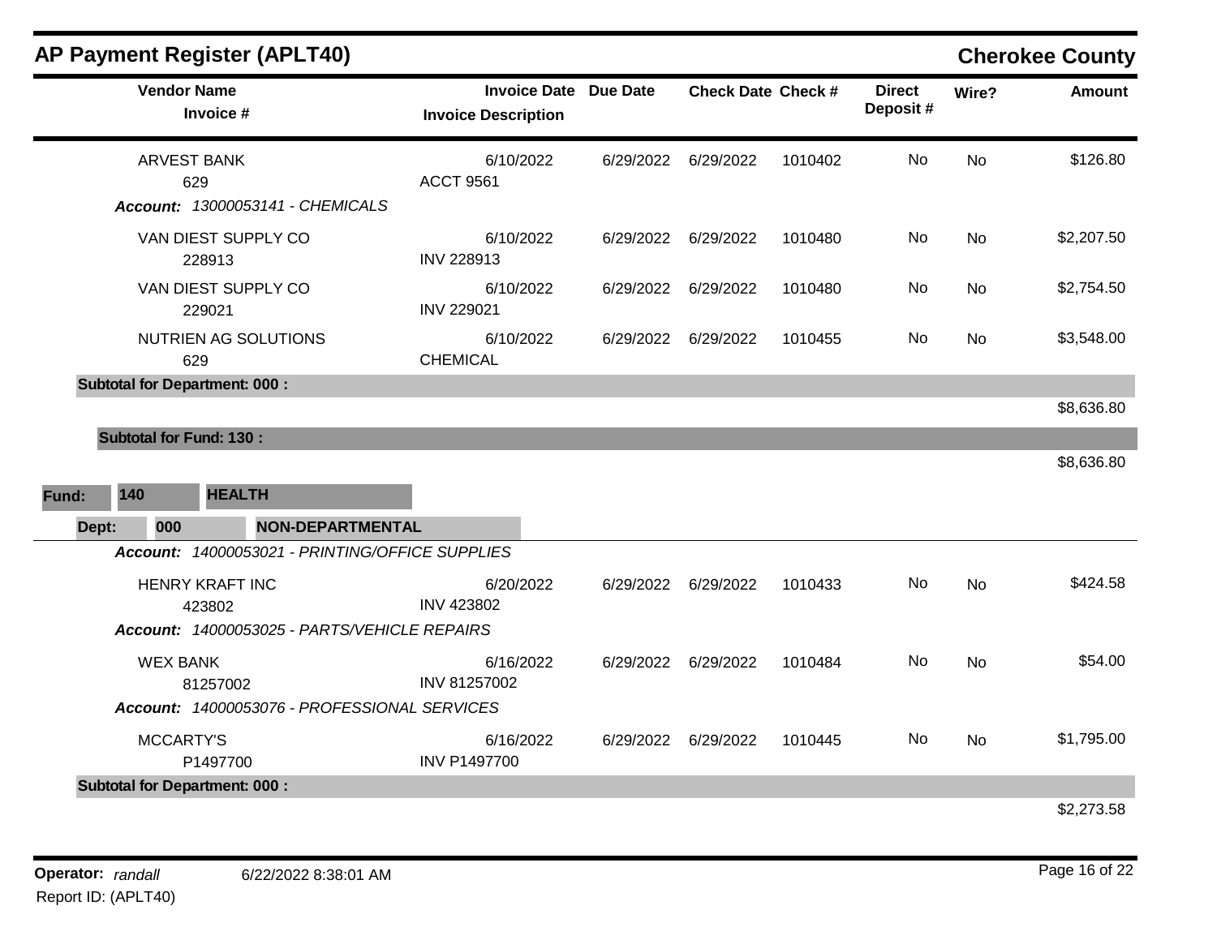## AP Payment Register (APLT40)

**Cherokee County**

| Vendor Name / Invoice # | Invoice Date / Invoice Description | Due Date | Check Date | Check # | Direct Deposit # | Wire? | Amount |
|---|---|---|---|---|---|---|---|
| ARVEST BANK<br>629 | 6/10/2022<br>ACCT 9561 | 6/29/2022 | 6/29/2022 | 1010402 | No | No | $126.80 |
| ***Account:*** *13000053141 - CHEMICALS* | | | | | | | |
| VAN DIEST SUPPLY CO<br>228913 | 6/10/2022<br>INV 228913 | 6/29/2022 | 6/29/2022 | 1010480 | No | No | $2,207.50 |
| VAN DIEST SUPPLY CO<br>229021 | 6/10/2022<br>INV 229021 | 6/29/2022 | 6/29/2022 | 1010480 | No | No | $2,754.50 |
| NUTRIEN AG SOLUTIONS<br>629 | 6/10/2022<br>CHEMICAL | 6/29/2022 | 6/29/2022 | 1010455 | No | No | $3,548.00 |
| **Subtotal for Department: 000 :** | | | | | | | $8,636.80 |
| **Subtotal for Fund: 130 :** | | | | | | | $8,636.80 |

**Fund: 140 HEALTH**

**Dept: 000 NON-DEPARTMENTAL**

| Vendor Name / Invoice # | Invoice Date / Invoice Description | Due Date | Check Date | Check # | Direct Deposit # | Wire? | Amount |
|---|---|---|---|---|---|---|---|
| ***Account:*** *14000053021 - PRINTING/OFFICE SUPPLIES* | | | | | | | |
| HENRY KRAFT INC<br>423802 | 6/20/2022<br>INV 423802 | 6/29/2022 | 6/29/2022 | 1010433 | No | No | $424.58 |
| ***Account:*** *14000053025 - PARTS/VEHICLE REPAIRS* | | | | | | | |
| WEX BANK<br>81257002 | 6/16/2022<br>INV 81257002 | 6/29/2022 | 6/29/2022 | 1010484 | No | No | $54.00 |
| ***Account:*** *14000053076 - PROFESSIONAL SERVICES* | | | | | | | |
| MCCARTY'S<br>P1497700 | 6/16/2022<br>INV P1497700 | 6/29/2022 | 6/29/2022 | 1010445 | No | No | $1,795.00 |
| **Subtotal for Department: 000 :** | | | | | | | $2,273.58 |

**Operator:** *randall* 6/22/2022 8:38:01 AM

Report ID: (APLT40)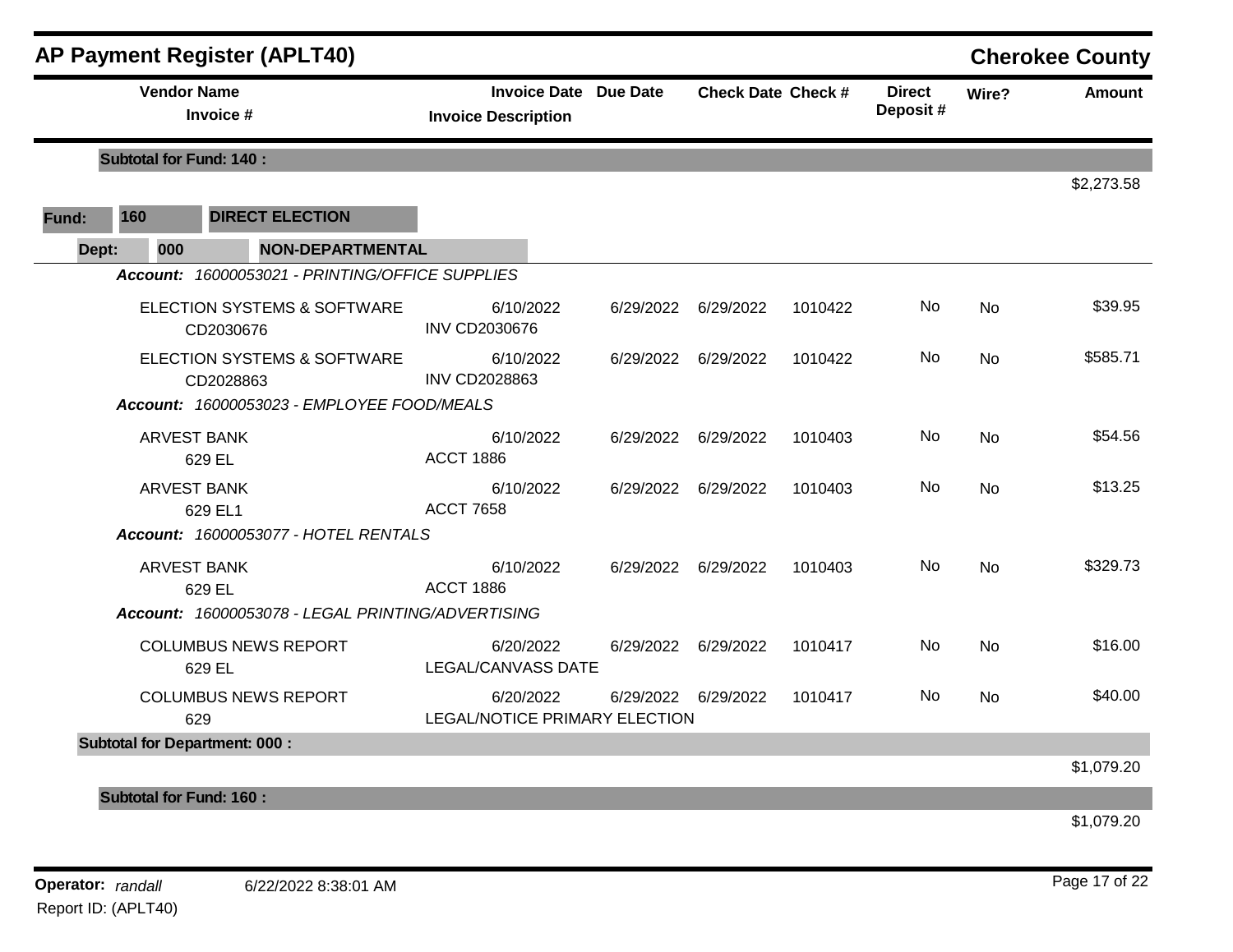## AP Payment Register (APLT40)

**Cherokee County**

| Vendor Name / Invoice # | Invoice Date / Invoice Description | Due Date | Check Date | Check # | Direct Deposit # | Wire? | Amount |
|---|---|---|---|---|---|---|---|
| **Subtotal for Fund: 140 :** | | | | | | | $2,273.58 |

**Fund: 160 DIRECT ELECTION**

**Dept: 000 NON-DEPARTMENTAL**

| Vendor Name / Invoice # | Invoice Date / Invoice Description | Due Date | Check Date | Check # | Direct Deposit # | Wire? | Amount |
|---|---|---|---|---|---|---|---|
| ***Account: 16000053021 - PRINTING/OFFICE SUPPLIES*** | | | | | | | |
| ELECTION SYSTEMS & SOFTWARE<br>CD2030676 | 6/10/2022<br>INV CD2030676 | 6/29/2022 | 6/29/2022 | 1010422 | No | No | $39.95 |
| ELECTION SYSTEMS & SOFTWARE<br>CD2028863 | 6/10/2022<br>INV CD2028863 | 6/29/2022 | 6/29/2022 | 1010422 | No | No | $585.71 |
| ***Account: 16000053023 - EMPLOYEE FOOD/MEALS*** | | | | | | | |
| ARVEST BANK<br>629 EL | 6/10/2022<br>ACCT 1886 | 6/29/2022 | 6/29/2022 | 1010403 | No | No | $54.56 |
| ARVEST BANK<br>629 EL1 | 6/10/2022<br>ACCT 7658 | 6/29/2022 | 6/29/2022 | 1010403 | No | No | $13.25 |
| ***Account: 16000053077 - HOTEL RENTALS*** | | | | | | | |
| ARVEST BANK<br>629 EL | 6/10/2022<br>ACCT 1886 | 6/29/2022 | 6/29/2022 | 1010403 | No | No | $329.73 |
| ***Account: 16000053078 - LEGAL PRINTING/ADVERTISING*** | | | | | | | |
| COLUMBUS NEWS REPORT<br>629 EL | 6/20/2022<br>LEGAL/CANVASS DATE | 6/29/2022 | 6/29/2022 | 1010417 | No | No | $16.00 |
| COLUMBUS NEWS REPORT<br>629 | 6/20/2022<br>LEGAL/NOTICE PRIMARY ELECTION | 6/29/2022 | 6/29/2022 | 1010417 | No | No | $40.00 |
| **Subtotal for Department: 000 :** | | | | | | | $1,079.20 |
| **Subtotal for Fund: 160 :** | | | | | | | $1,079.20 |

Operator: *randall* 6/22/2022 8:38:01 AM

Report ID: (APLT40)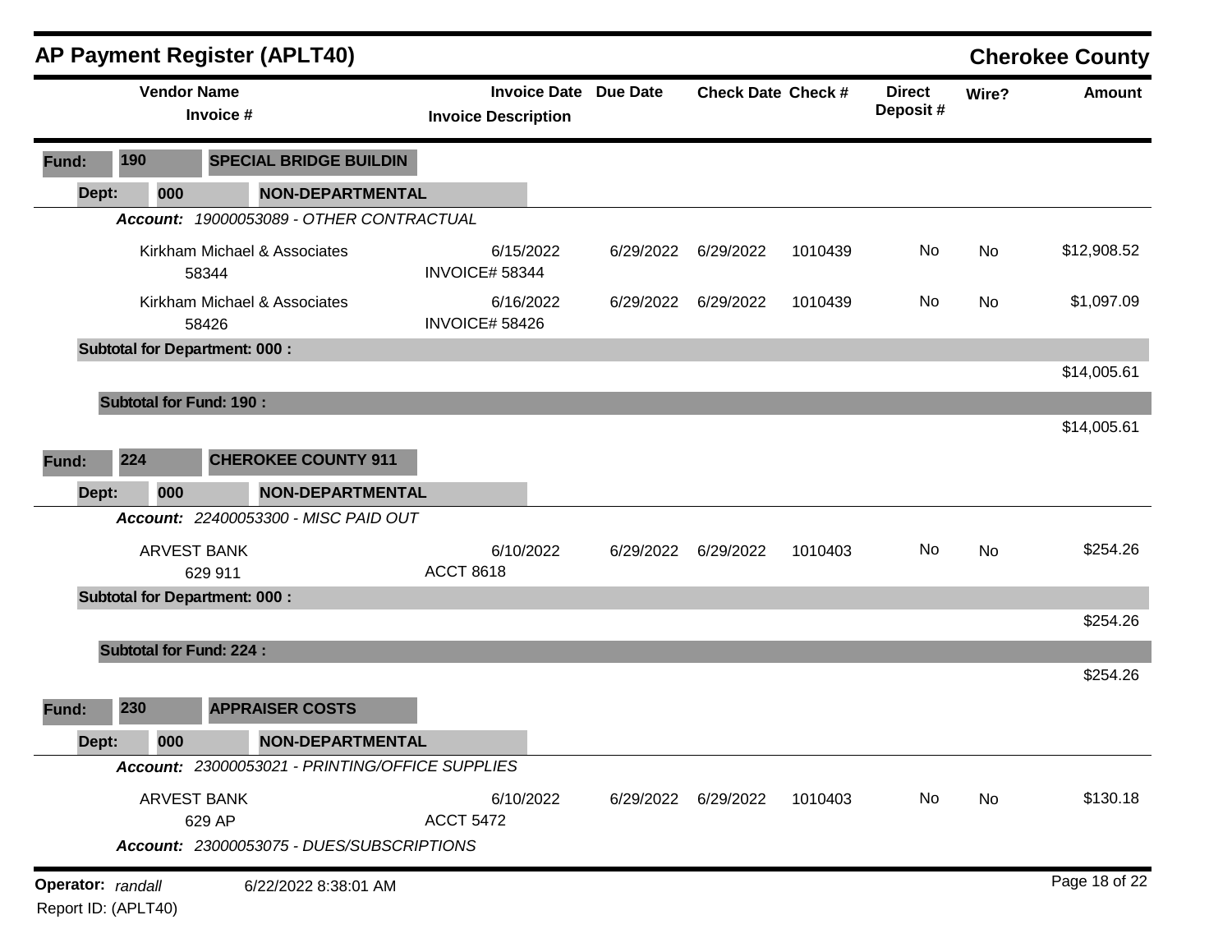# AP Payment Register (APLT40)

**Cherokee County**

| Vendor Name / Invoice # | Invoice Date / Invoice Description | Due Date | Check Date | Check # | Direct Deposit # | Wire? | Amount |
|---|---|---|---|---|---|---|---|
| **Fund: 190 SPECIAL BRIDGE BUILDIN** | | | | | | | |
| **Dept: 000 NON-DEPARTMENTAL** | | | | | | | |
| ***Account: 19000053089 - OTHER CONTRACTUAL*** | | | | | | | |
| Kirkham Michael & Associates 58344 | 6/15/2022 INVOICE# 58344 | 6/29/2022 | 6/29/2022 | 1010439 | No | No | $12,908.52 |
| Kirkham Michael & Associates 58426 | 6/16/2022 INVOICE# 58426 | 6/29/2022 | 6/29/2022 | 1010439 | No | No | $1,097.09 |
| **Subtotal for Department: 000 :** | | | | | | | $14,005.61 |
| **Subtotal for Fund: 190 :** | | | | | | | $14,005.61 |
| **Fund: 224 CHEROKEE COUNTY 911** | | | | | | | |
| **Dept: 000 NON-DEPARTMENTAL** | | | | | | | |
| ***Account: 22400053300 - MISC PAID OUT*** | | | | | | | |
| ARVEST BANK 629 911 | 6/10/2022 ACCT 8618 | 6/29/2022 | 6/29/2022 | 1010403 | No | No | $254.26 |
| **Subtotal for Department: 000 :** | | | | | | | $254.26 |
| **Subtotal for Fund: 224 :** | | | | | | | $254.26 |
| **Fund: 230 APPRAISER COSTS** | | | | | | | |
| **Dept: 000 NON-DEPARTMENTAL** | | | | | | | |
| ***Account: 23000053021 - PRINTING/OFFICE SUPPLIES*** | | | | | | | |
| ARVEST BANK 629 AP | 6/10/2022 ACCT 5472 | 6/29/2022 | 6/29/2022 | 1010403 | No | No | $130.18 |
| ***Account: 23000053075 - DUES/SUBSCRIPTIONS*** | | | | | | | |

**Operator:** *randall* 6/22/2022 8:38:01 AM

Report ID: (APLT40)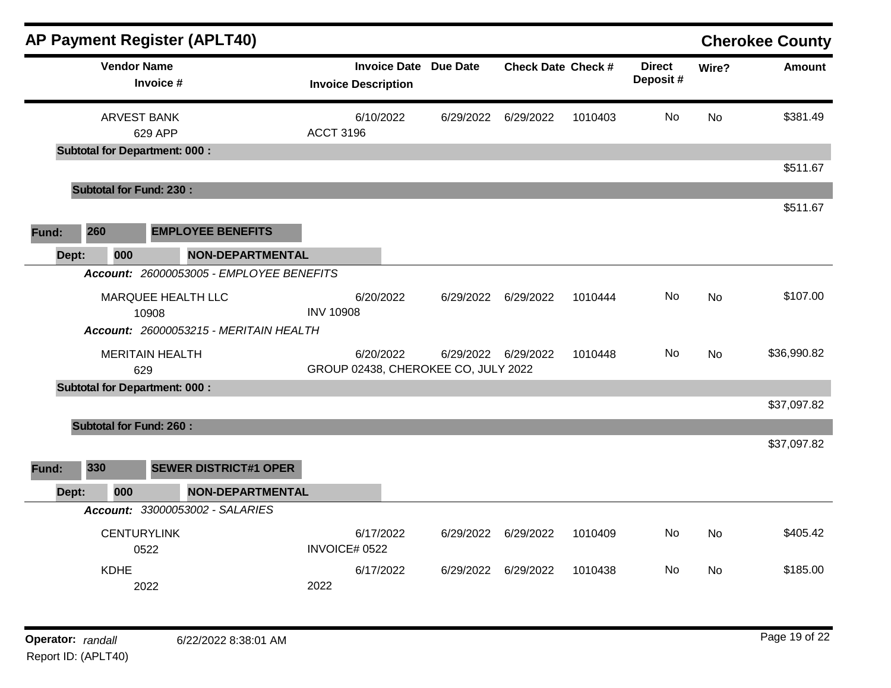## AP Payment Register (APLT40)

**Cherokee County**

| Vendor Name / Invoice # | Invoice Date / Invoice Description | Due Date | Check Date | Check # | Direct Deposit # | Wire? | Amount |
|---|---|---|---|---|---|---|---|
| ARVEST BANK<br>629 APP | 6/10/2022<br>ACCT 3196 | 6/29/2022 | 6/29/2022 | 1010403 | No | No | $381.49 |
| **Subtotal for Department: 000 :** | | | | | | | $511.67 |
| **Subtotal for Fund: 230 :** | | | | | | | $511.67 |

**Fund: 260 EMPLOYEE BENEFITS**

**Dept: 000 NON-DEPARTMENTAL**

***Account:*** *26000053005 - EMPLOYEE BENEFITS*

| Vendor Name / Invoice # | Invoice Date / Invoice Description | Due Date | Check Date | Check # | Direct Deposit # | Wire? | Amount |
|---|---|---|---|---|---|---|---|
| MARQUEE HEALTH LLC<br>10908 | 6/20/2022<br>INV 10908 | 6/29/2022 | 6/29/2022 | 1010444 | No | No | $107.00 |

***Account:*** *26000053215 - MERITAIN HEALTH*

| Vendor Name / Invoice # | Invoice Date / Invoice Description | Due Date | Check Date | Check # | Direct Deposit # | Wire? | Amount |
|---|---|---|---|---|---|---|---|
| MERITAIN HEALTH<br>629 | 6/20/2022<br>GROUP 02438, CHEROKEE CO, JULY 2022 | 6/29/2022 | 6/29/2022 | 1010448 | No | No | $36,990.82 |
| **Subtotal for Department: 000 :** | | | | | | | $37,097.82 |
| **Subtotal for Fund: 260 :** | | | | | | | $37,097.82 |

**Fund: 330 SEWER DISTRICT#1 OPER**

**Dept: 000 NON-DEPARTMENTAL**

***Account:*** *33000053002 - SALARIES*

| Vendor Name / Invoice # | Invoice Date / Invoice Description | Due Date | Check Date | Check # | Direct Deposit # | Wire? | Amount |
|---|---|---|---|---|---|---|---|
| CENTURYLINK<br>0522 | 6/17/2022<br>INVOICE# 0522 | 6/29/2022 | 6/29/2022 | 1010409 | No | No | $405.42 |
| KDHE<br>2022 | 6/17/2022<br>2022 | 6/29/2022 | 6/29/2022 | 1010438 | No | No | $185.00 |

**Operator:** *randall* 6/22/2022 8:38:01 AM

Report ID: (APLT40)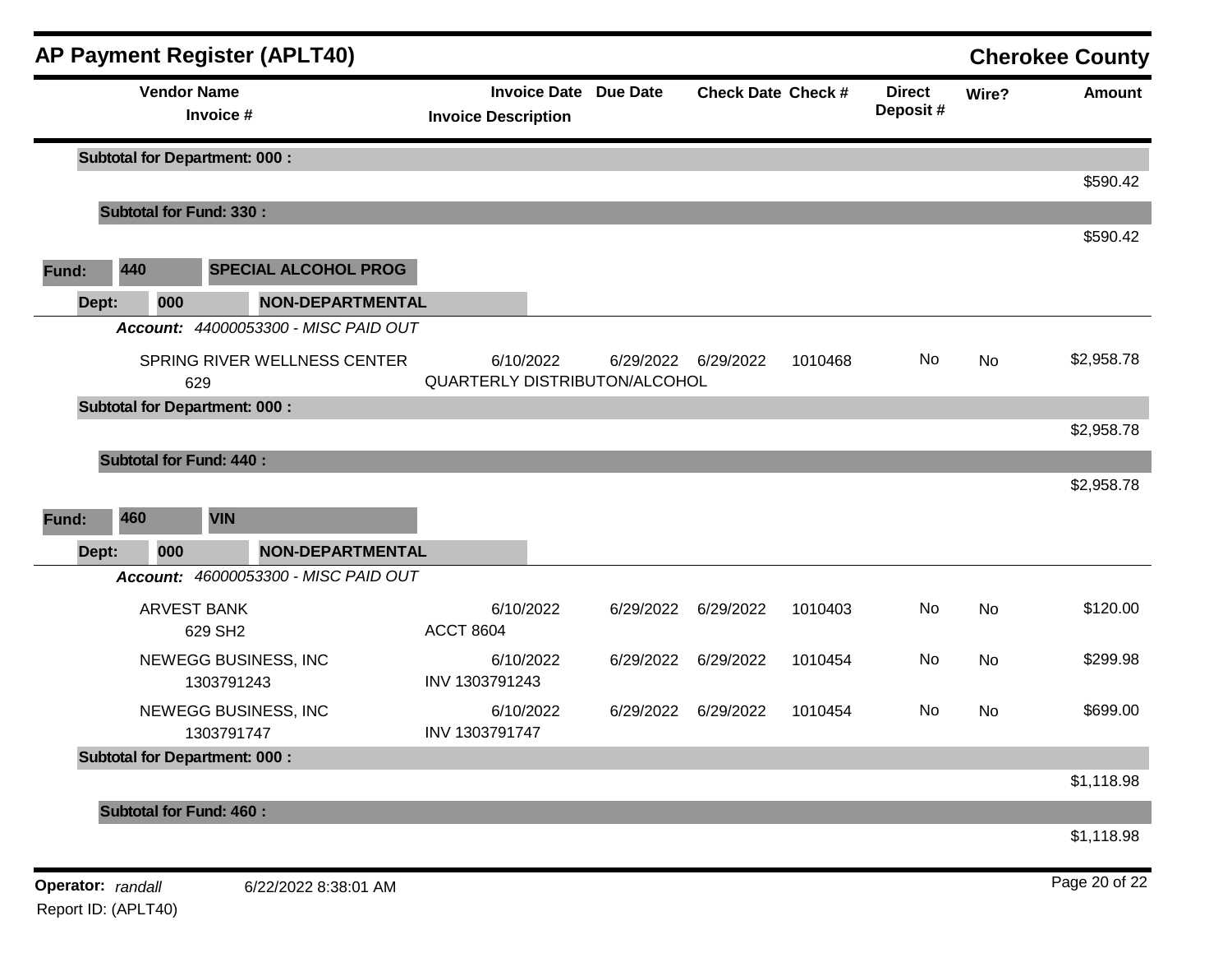## AP Payment Register (APLT40)

**Cherokee County**

| Vendor Name / Invoice # | Invoice Date / Invoice Description | Due Date | Check Date | Check # | Direct Deposit # | Wire? | Amount |
|---|---|---|---|---|---|---|---|
| **Subtotal for Department: 000 :** | | | | | | | $590.42 |
| **Subtotal for Fund: 330 :** | | | | | | | $590.42 |
| **Fund: 440 SPECIAL ALCOHOL PROG** | | | | | | | |
| **Dept: 000 NON-DEPARTMENTAL** | | | | | | | |
| ***Account:*** *44000053300 - MISC PAID OUT* | | | | | | | |
| SPRING RIVER WELLNESS CENTER<br>629 | 6/10/2022<br>QUARTERLY DISTRIBUTON/ALCOHOL | 6/29/2022 | 6/29/2022 | 1010468 | No | No | $2,958.78 |
| **Subtotal for Department: 000 :** | | | | | | | $2,958.78 |
| **Subtotal for Fund: 440 :** | | | | | | | $2,958.78 |
| **Fund: 460 VIN** | | | | | | | |
| **Dept: 000 NON-DEPARTMENTAL** | | | | | | | |
| ***Account:*** *46000053300 - MISC PAID OUT* | | | | | | | |
| ARVEST BANK<br>629 SH2 | 6/10/2022<br>ACCT 8604 | 6/29/2022 | 6/29/2022 | 1010403 | No | No | $120.00 |
| NEWEGG BUSINESS, INC<br>1303791243 | 6/10/2022<br>INV 1303791243 | 6/29/2022 | 6/29/2022 | 1010454 | No | No | $299.98 |
| NEWEGG BUSINESS, INC<br>1303791747 | 6/10/2022<br>INV 1303791747 | 6/29/2022 | 6/29/2022 | 1010454 | No | No | $699.00 |
| **Subtotal for Department: 000 :** | | | | | | | $1,118.98 |
| **Subtotal for Fund: 460 :** | | | | | | | $1,118.98 |

**Operator:** *randall* 6/22/2022 8:38:01 AM

Report ID: (APLT40)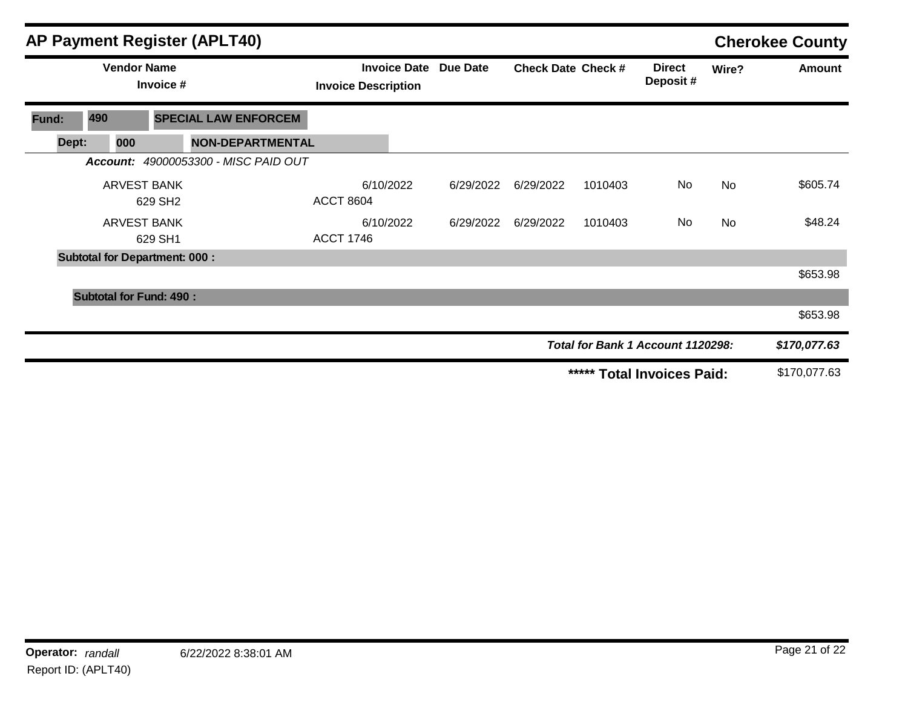## AP Payment Register (APLT40)

**Cherokee County**

| Vendor Name / Invoice # | Invoice Date / Invoice Description | Due Date | Check Date | Check # | Direct Deposit # | Wire? | Amount |
|---|---|---|---|---|---|---|---|
| **Fund: 490 SPECIAL LAW ENFORCEM** | | | | | | | |
| **Dept: 000 NON-DEPARTMENTAL** | | | | | | | |
| ***Account:** 49000053300 - MISC PAID OUT* | | | | | | | |
| ARVEST BANK<br>629 SH2 | 6/10/2022<br>ACCT 8604 | 6/29/2022 | 6/29/2022 | 1010403 | No | No | $605.74 |
| ARVEST BANK<br>629 SH1 | 6/10/2022<br>ACCT 1746 | 6/29/2022 | 6/29/2022 | 1010403 | No | No | $48.24 |
| **Subtotal for Department: 000 :** | | | | | | | $653.98 |
| **Subtotal for Fund: 490 :** | | | | | | | $653.98 |
| | | | | ***Total for Bank 1 Account 1120298:*** | | | ***$170,077.63*** |
| | | | | **\*\*\*\*\* Total Invoices Paid:** | | | $170,077.63 |

**Operator:** *randall* 6/22/2022 8:38:01 AM

Report ID: (APLT40)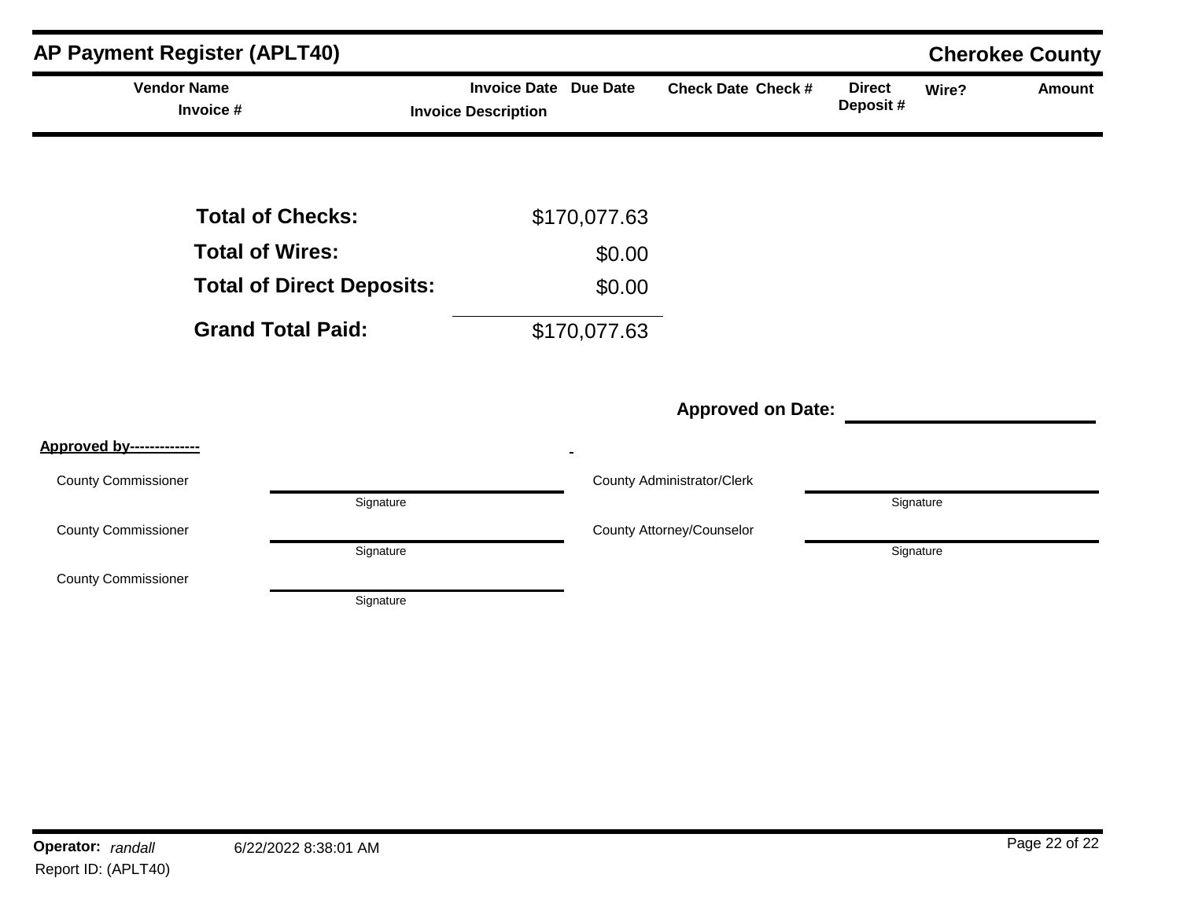## AP Payment Register (APLT40)

**Cherokee County**

| Vendor Name / Invoice # | Invoice Date / Invoice Description | Due Date | Check Date | Check # | Direct Deposit # | Wire? | Amount |
|---|---|---|---|---|---|---|---|

| | |
|---|---|
| **Total of Checks:** | $170,077.63 |
| **Total of Wires:** | $0.00 |
| **Total of Direct Deposits:** | $0.00 |
| **Grand Total Paid:** | $170,077.63 |

**Approved on Date:** ____________________

**Approved by--------------**

County Commissioner ____________________ Signature

County Administrator/Clerk ____________________ Signature

County Commissioner ____________________ Signature

County Attorney/Counselor ____________________ Signature

County Commissioner ____________________ Signature

**Operator:** *randall* 6/22/2022 8:38:01 AM

Report ID: (APLT40)